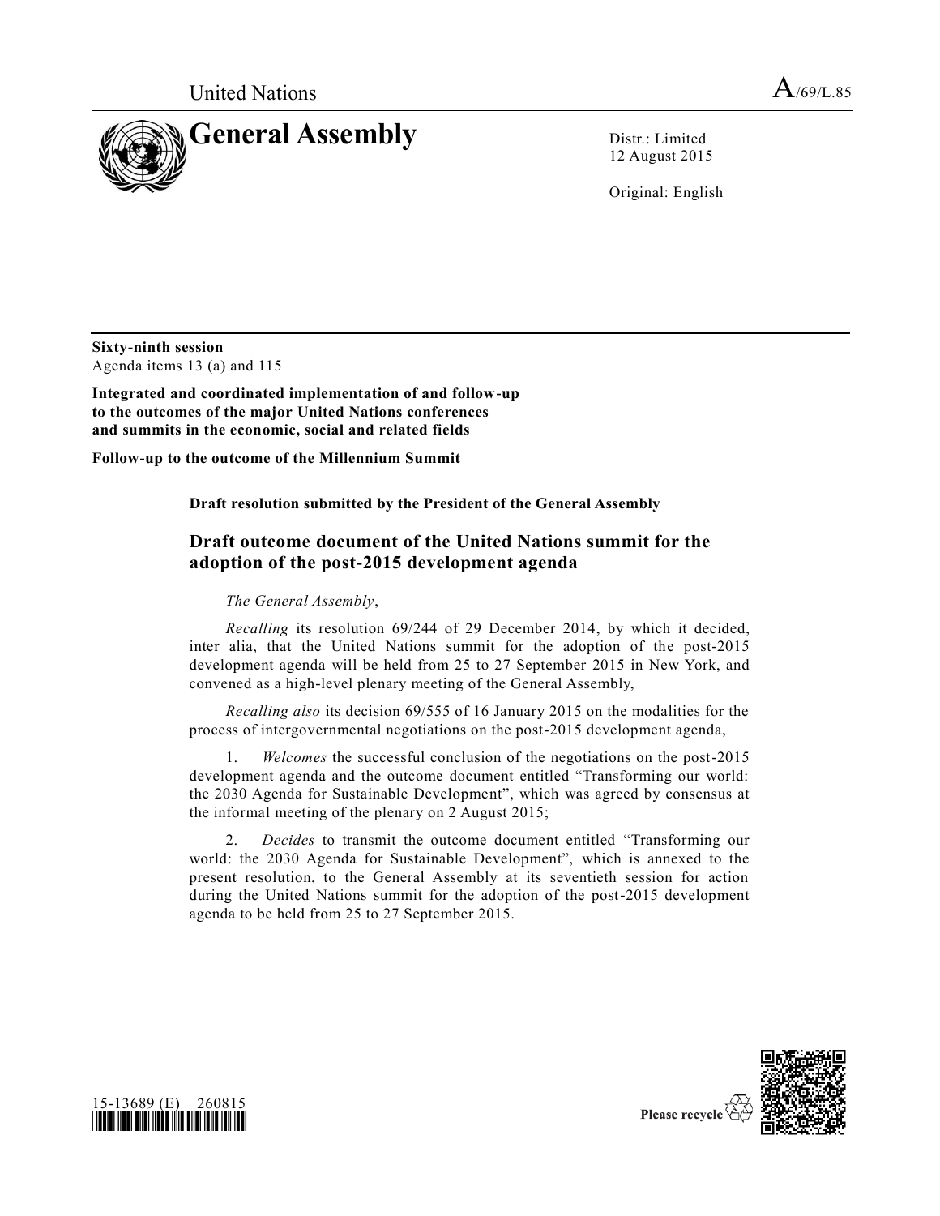United Nations

A/69/L.85

# General Assembly

Distr.: Limited
12 August 2015

Original: English

**Sixty-ninth session**
Agenda items 13 (a) and 115

**Integrated and coordinated implementation of and follow-up to the outcomes of the major United Nations conferences and summits in the economic, social and related fields**

**Follow-up to the outcome of the Millennium Summit**

**Draft resolution submitted by the President of the General Assembly**

## Draft outcome document of the United Nations summit for the adoption of the post-2015 development agenda

*The General Assembly*,

*Recalling* its resolution 69/244 of 29 December 2014, by which it decided, inter alia, that the United Nations summit for the adoption of the post-2015 development agenda will be held from 25 to 27 September 2015 in New York, and convened as a high-level plenary meeting of the General Assembly,

*Recalling also* its decision 69/555 of 16 January 2015 on the modalities for the process of intergovernmental negotiations on the post-2015 development agenda,

1. *Welcomes* the successful conclusion of the negotiations on the post-2015 development agenda and the outcome document entitled "Transforming our world: the 2030 Agenda for Sustainable Development", which was agreed by consensus at the informal meeting of the plenary on 2 August 2015;

2. *Decides* to transmit the outcome document entitled "Transforming our world: the 2030 Agenda for Sustainable Development", which is annexed to the present resolution, to the General Assembly at its seventieth session for action during the United Nations summit for the adoption of the post-2015 development agenda to be held from 25 to 27 September 2015.

15-13689 (E) 260815

Please recycle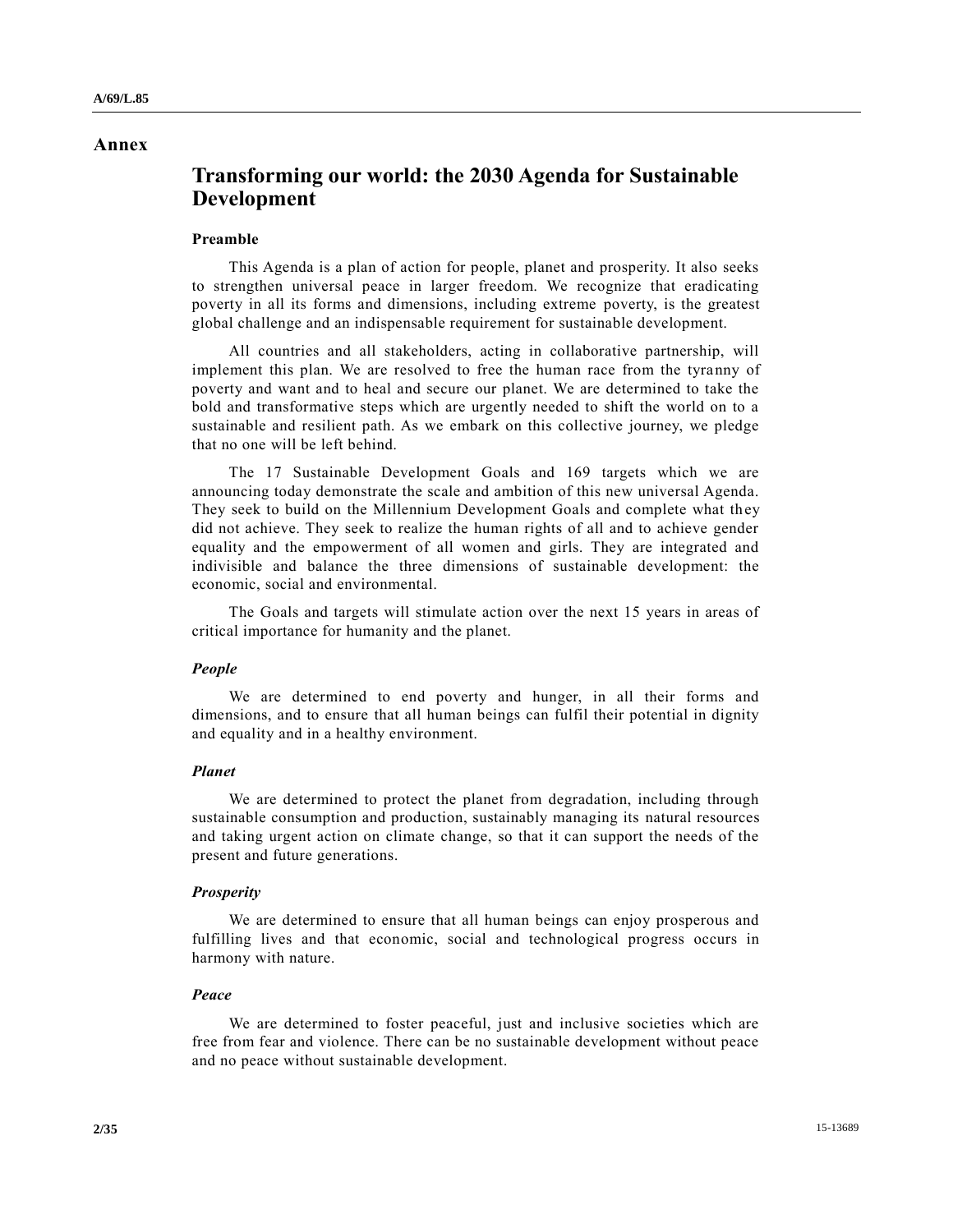# Annex

## Transforming our world: the 2030 Agenda for Sustainable Development

### Preamble

This Agenda is a plan of action for people, planet and prosperity. It also seeks to strengthen universal peace in larger freedom. We recognize that eradicating poverty in all its forms and dimensions, including extreme poverty, is the greatest global challenge and an indispensable requirement for sustainable development.

All countries and all stakeholders, acting in collaborative partnership, will implement this plan. We are resolved to free the human race from the tyranny of poverty and want and to heal and secure our planet. We are determined to take the bold and transformative steps which are urgently needed to shift the world on to a sustainable and resilient path. As we embark on this collective journey, we pledge that no one will be left behind.

The 17 Sustainable Development Goals and 169 targets which we are announcing today demonstrate the scale and ambition of this new universal Agenda. They seek to build on the Millennium Development Goals and complete what they did not achieve. They seek to realize the human rights of all and to achieve gender equality and the empowerment of all women and girls. They are integrated and indivisible and balance the three dimensions of sustainable development: the economic, social and environmental.

The Goals and targets will stimulate action over the next 15 years in areas of critical importance for humanity and the planet.

#### *People*

We are determined to end poverty and hunger, in all their forms and dimensions, and to ensure that all human beings can fulfil their potential in dignity and equality and in a healthy environment.

#### *Planet*

We are determined to protect the planet from degradation, including through sustainable consumption and production, sustainably managing its natural resources and taking urgent action on climate change, so that it can support the needs of the present and future generations.

#### *Prosperity*

We are determined to ensure that all human beings can enjoy prosperous and fulfilling lives and that economic, social and technological progress occurs in harmony with nature.

#### *Peace*

We are determined to foster peaceful, just and inclusive societies which are free from fear and violence. There can be no sustainable development without peace and no peace without sustainable development.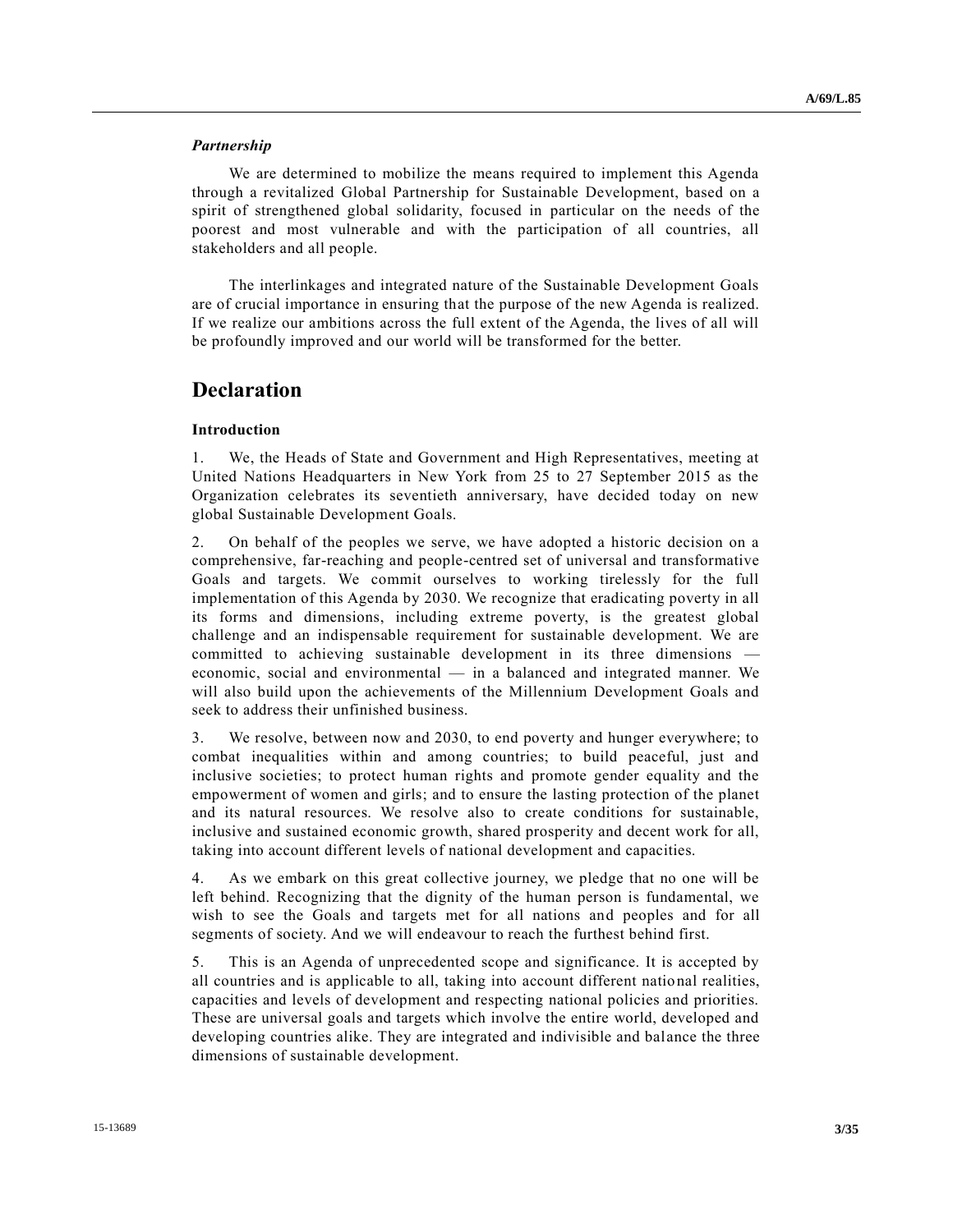*Partnership*

We are determined to mobilize the means required to implement this Agenda through a revitalized Global Partnership for Sustainable Development, based on a spirit of strengthened global solidarity, focused in particular on the needs of the poorest and most vulnerable and with the participation of all countries, all stakeholders and all people.

The interlinkages and integrated nature of the Sustainable Development Goals are of crucial importance in ensuring that the purpose of the new Agenda is realized. If we realize our ambitions across the full extent of the Agenda, the lives of all will be profoundly improved and our world will be transformed for the better.

## Declaration

### Introduction

1. We, the Heads of State and Government and High Representatives, meeting at United Nations Headquarters in New York from 25 to 27 September 2015 as the Organization celebrates its seventieth anniversary, have decided today on new global Sustainable Development Goals.

2. On behalf of the peoples we serve, we have adopted a historic decision on a comprehensive, far-reaching and people-centred set of universal and transformative Goals and targets. We commit ourselves to working tirelessly for the full implementation of this Agenda by 2030. We recognize that eradicating poverty in all its forms and dimensions, including extreme poverty, is the greatest global challenge and an indispensable requirement for sustainable development. We are committed to achieving sustainable development in its three dimensions — economic, social and environmental — in a balanced and integrated manner. We will also build upon the achievements of the Millennium Development Goals and seek to address their unfinished business.

3. We resolve, between now and 2030, to end poverty and hunger everywhere; to combat inequalities within and among countries; to build peaceful, just and inclusive societies; to protect human rights and promote gender equality and the empowerment of women and girls; and to ensure the lasting protection of the planet and its natural resources. We resolve also to create conditions for sustainable, inclusive and sustained economic growth, shared prosperity and decent work for all, taking into account different levels of national development and capacities.

4. As we embark on this great collective journey, we pledge that no one will be left behind. Recognizing that the dignity of the human person is fundamental, we wish to see the Goals and targets met for all nations and peoples and for all segments of society. And we will endeavour to reach the furthest behind first.

5. This is an Agenda of unprecedented scope and significance. It is accepted by all countries and is applicable to all, taking into account different national realities, capacities and levels of development and respecting national policies and priorities. These are universal goals and targets which involve the entire world, developed and developing countries alike. They are integrated and indivisible and balance the three dimensions of sustainable development.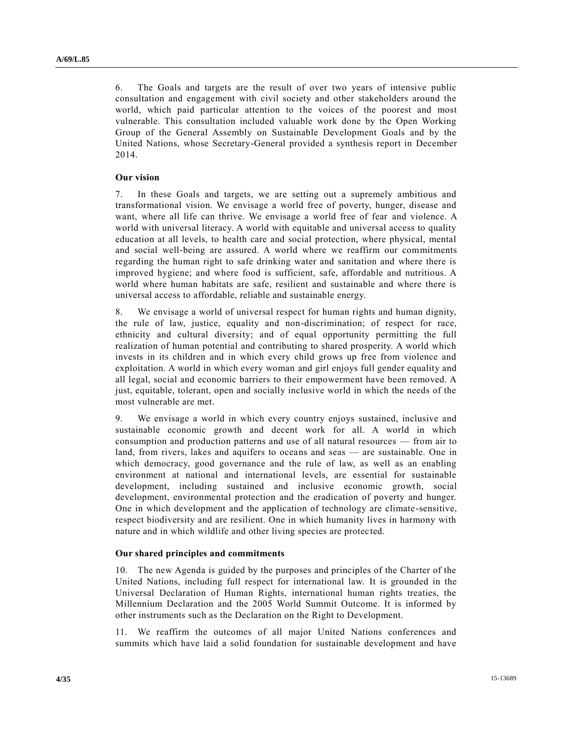6. The Goals and targets are the result of over two years of intensive public consultation and engagement with civil society and other stakeholders around the world, which paid particular attention to the voices of the poorest and most vulnerable. This consultation included valuable work done by the Open Working Group of the General Assembly on Sustainable Development Goals and by the United Nations, whose Secretary-General provided a synthesis report in December 2014.

**Our vision**

7. In these Goals and targets, we are setting out a supremely ambitious and transformational vision. We envisage a world free of poverty, hunger, disease and want, where all life can thrive. We envisage a world free of fear and violence. A world with universal literacy. A world with equitable and universal access to quality education at all levels, to health care and social protection, where physical, mental and social well-being are assured. A world where we reaffirm our commitments regarding the human right to safe drinking water and sanitation and where there is improved hygiene; and where food is sufficient, safe, affordable and nutritious. A world where human habitats are safe, resilient and sustainable and where there is universal access to affordable, reliable and sustainable energy.

8. We envisage a world of universal respect for human rights and human dignity, the rule of law, justice, equality and non-discrimination; of respect for race, ethnicity and cultural diversity; and of equal opportunity permitting the full realization of human potential and contributing to shared prosperity. A world which invests in its children and in which every child grows up free from violence and exploitation. A world in which every woman and girl enjoys full gender equality and all legal, social and economic barriers to their empowerment have been removed. A just, equitable, tolerant, open and socially inclusive world in which the needs of the most vulnerable are met.

9. We envisage a world in which every country enjoys sustained, inclusive and sustainable economic growth and decent work for all. A world in which consumption and production patterns and use of all natural resources — from air to land, from rivers, lakes and aquifers to oceans and seas — are sustainable. One in which democracy, good governance and the rule of law, as well as an enabling environment at national and international levels, are essential for sustainable development, including sustained and inclusive economic growth, social development, environmental protection and the eradication of poverty and hunger. One in which development and the application of technology are climate-sensitive, respect biodiversity and are resilient. One in which humanity lives in harmony with nature and in which wildlife and other living species are protected.

**Our shared principles and commitments**

10. The new Agenda is guided by the purposes and principles of the Charter of the United Nations, including full respect for international law. It is grounded in the Universal Declaration of Human Rights, international human rights treaties, the Millennium Declaration and the 2005 World Summit Outcome. It is informed by other instruments such as the Declaration on the Right to Development.

11. We reaffirm the outcomes of all major United Nations conferences and summits which have laid a solid foundation for sustainable development and have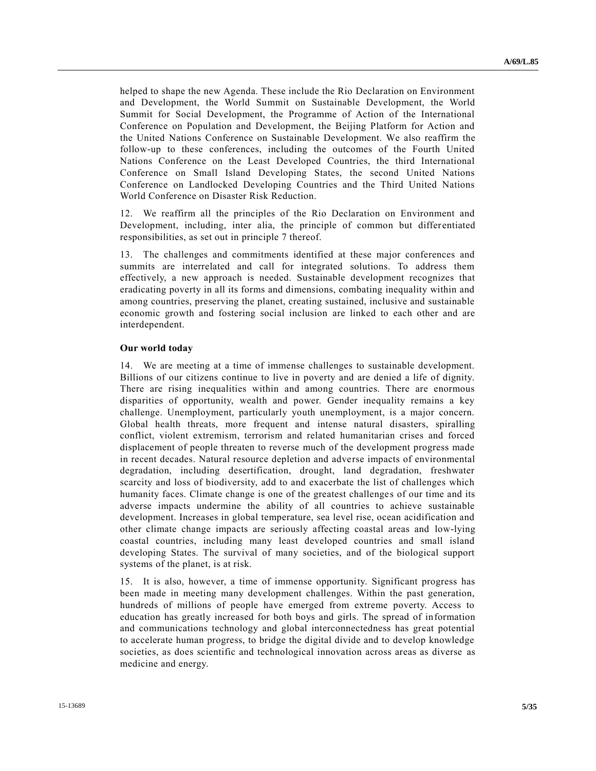helped to shape the new Agenda. These include the Rio Declaration on Environment and Development, the World Summit on Sustainable Development, the World Summit for Social Development, the Programme of Action of the International Conference on Population and Development, the Beijing Platform for Action and the United Nations Conference on Sustainable Development. We also reaffirm the follow-up to these conferences, including the outcomes of the Fourth United Nations Conference on the Least Developed Countries, the third International Conference on Small Island Developing States, the second United Nations Conference on Landlocked Developing Countries and the Third United Nations World Conference on Disaster Risk Reduction.

12. We reaffirm all the principles of the Rio Declaration on Environment and Development, including, inter alia, the principle of common but differentiated responsibilities, as set out in principle 7 thereof.

13. The challenges and commitments identified at these major conferences and summits are interrelated and call for integrated solutions. To address them effectively, a new approach is needed. Sustainable development recognizes that eradicating poverty in all its forms and dimensions, combating inequality within and among countries, preserving the planet, creating sustained, inclusive and sustainable economic growth and fostering social inclusion are linked to each other and are interdependent.

**Our world today**

14. We are meeting at a time of immense challenges to sustainable development. Billions of our citizens continue to live in poverty and are denied a life of dignity. There are rising inequalities within and among countries. There are enormous disparities of opportunity, wealth and power. Gender inequality remains a key challenge. Unemployment, particularly youth unemployment, is a major concern. Global health threats, more frequent and intense natural disasters, spiralling conflict, violent extremism, terrorism and related humanitarian crises and forced displacement of people threaten to reverse much of the development progress made in recent decades. Natural resource depletion and adverse impacts of environmental degradation, including desertification, drought, land degradation, freshwater scarcity and loss of biodiversity, add to and exacerbate the list of challenges which humanity faces. Climate change is one of the greatest challenges of our time and its adverse impacts undermine the ability of all countries to achieve sustainable development. Increases in global temperature, sea level rise, ocean acidification and other climate change impacts are seriously affecting coastal areas and low-lying coastal countries, including many least developed countries and small island developing States. The survival of many societies, and of the biological support systems of the planet, is at risk.

15. It is also, however, a time of immense opportunity. Significant progress has been made in meeting many development challenges. Within the past generation, hundreds of millions of people have emerged from extreme poverty. Access to education has greatly increased for both boys and girls. The spread of information and communications technology and global interconnectedness has great potential to accelerate human progress, to bridge the digital divide and to develop knowledge societies, as does scientific and technological innovation across areas as diverse as medicine and energy.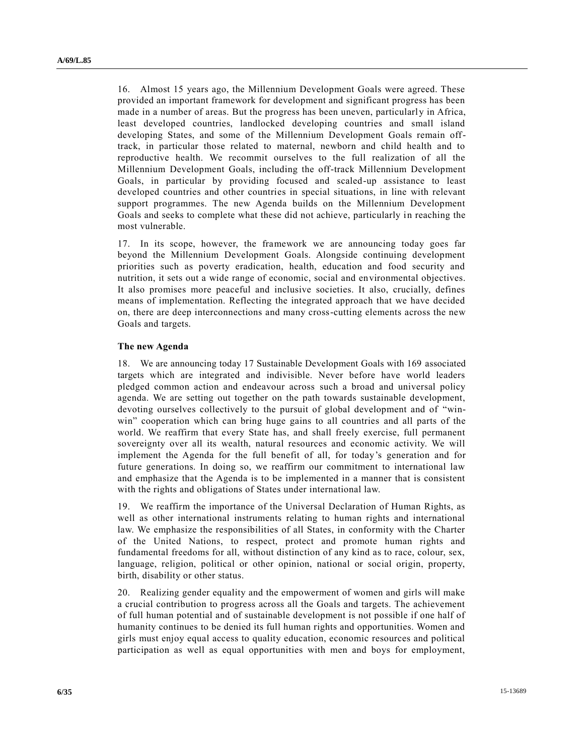16. Almost 15 years ago, the Millennium Development Goals were agreed. These provided an important framework for development and significant progress has been made in a number of areas. But the progress has been uneven, particularly in Africa, least developed countries, landlocked developing countries and small island developing States, and some of the Millennium Development Goals remain off-track, in particular those related to maternal, newborn and child health and to reproductive health. We recommit ourselves to the full realization of all the Millennium Development Goals, including the off-track Millennium Development Goals, in particular by providing focused and scaled-up assistance to least developed countries and other countries in special situations, in line with relevant support programmes. The new Agenda builds on the Millennium Development Goals and seeks to complete what these did not achieve, particularly in reaching the most vulnerable.

17. In its scope, however, the framework we are announcing today goes far beyond the Millennium Development Goals. Alongside continuing development priorities such as poverty eradication, health, education and food security and nutrition, it sets out a wide range of economic, social and environmental objectives. It also promises more peaceful and inclusive societies. It also, crucially, defines means of implementation. Reflecting the integrated approach that we have decided on, there are deep interconnections and many cross-cutting elements across the new Goals and targets.

**The new Agenda**

18. We are announcing today 17 Sustainable Development Goals with 169 associated targets which are integrated and indivisible. Never before have world leaders pledged common action and endeavour across such a broad and universal policy agenda. We are setting out together on the path towards sustainable development, devoting ourselves collectively to the pursuit of global development and of "win-win" cooperation which can bring huge gains to all countries and all parts of the world. We reaffirm that every State has, and shall freely exercise, full permanent sovereignty over all its wealth, natural resources and economic activity. We will implement the Agenda for the full benefit of all, for today's generation and for future generations. In doing so, we reaffirm our commitment to international law and emphasize that the Agenda is to be implemented in a manner that is consistent with the rights and obligations of States under international law.

19. We reaffirm the importance of the Universal Declaration of Human Rights, as well as other international instruments relating to human rights and international law. We emphasize the responsibilities of all States, in conformity with the Charter of the United Nations, to respect, protect and promote human rights and fundamental freedoms for all, without distinction of any kind as to race, colour, sex, language, religion, political or other opinion, national or social origin, property, birth, disability or other status.

20. Realizing gender equality and the empowerment of women and girls will make a crucial contribution to progress across all the Goals and targets. The achievement of full human potential and of sustainable development is not possible if one half of humanity continues to be denied its full human rights and opportunities. Women and girls must enjoy equal access to quality education, economic resources and political participation as well as equal opportunities with men and boys for employment,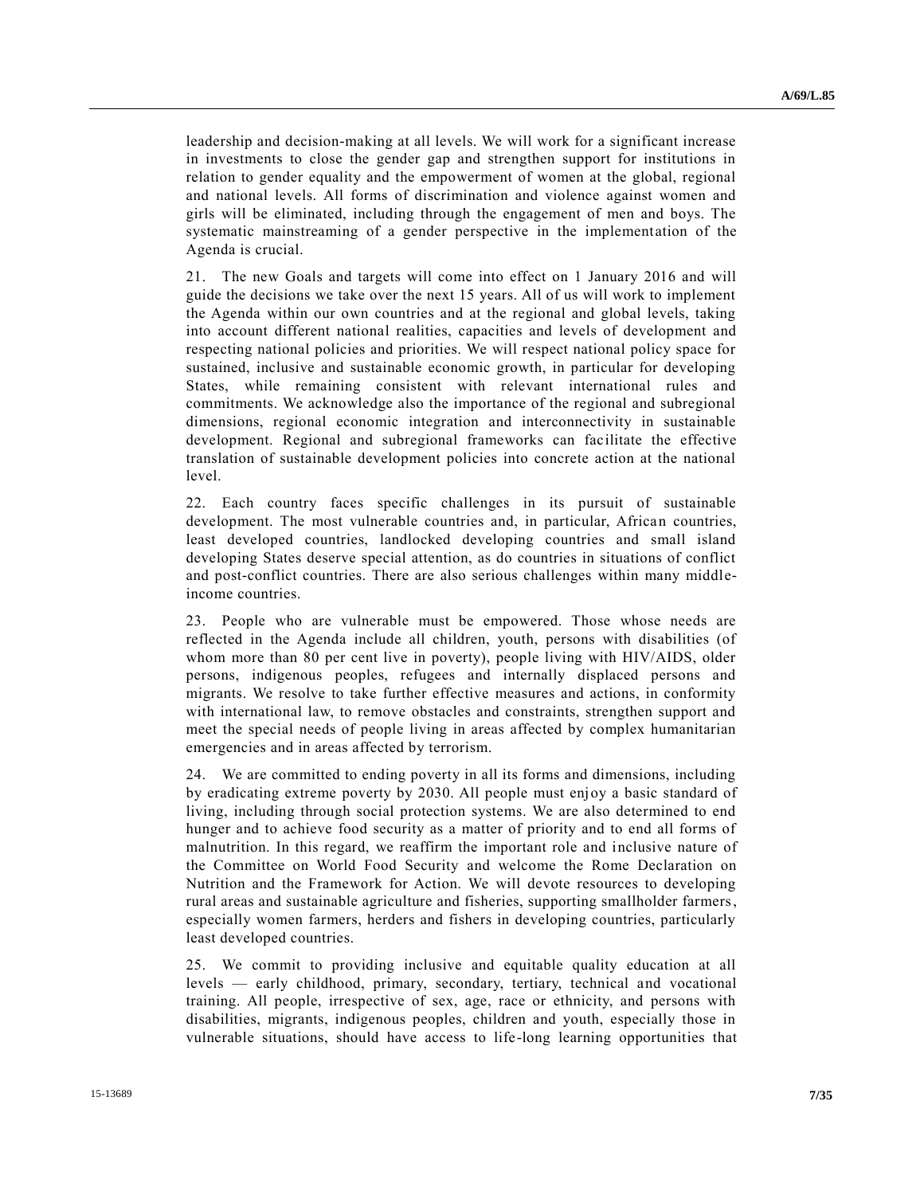leadership and decision-making at all levels. We will work for a significant increase in investments to close the gender gap and strengthen support for institutions in relation to gender equality and the empowerment of women at the global, regional and national levels. All forms of discrimination and violence against women and girls will be eliminated, including through the engagement of men and boys. The systematic mainstreaming of a gender perspective in the implementation of the Agenda is crucial.

21. The new Goals and targets will come into effect on 1 January 2016 and will guide the decisions we take over the next 15 years. All of us will work to implement the Agenda within our own countries and at the regional and global levels, taking into account different national realities, capacities and levels of development and respecting national policies and priorities. We will respect national policy space for sustained, inclusive and sustainable economic growth, in particular for developing States, while remaining consistent with relevant international rules and commitments. We acknowledge also the importance of the regional and subregional dimensions, regional economic integration and interconnectivity in sustainable development. Regional and subregional frameworks can facilitate the effective translation of sustainable development policies into concrete action at the national level.

22. Each country faces specific challenges in its pursuit of sustainable development. The most vulnerable countries and, in particular, African countries, least developed countries, landlocked developing countries and small island developing States deserve special attention, as do countries in situations of conflict and post-conflict countries. There are also serious challenges within many middle-income countries.

23. People who are vulnerable must be empowered. Those whose needs are reflected in the Agenda include all children, youth, persons with disabilities (of whom more than 80 per cent live in poverty), people living with HIV/AIDS, older persons, indigenous peoples, refugees and internally displaced persons and migrants. We resolve to take further effective measures and actions, in conformity with international law, to remove obstacles and constraints, strengthen support and meet the special needs of people living in areas affected by complex humanitarian emergencies and in areas affected by terrorism.

24. We are committed to ending poverty in all its forms and dimensions, including by eradicating extreme poverty by 2030. All people must enjoy a basic standard of living, including through social protection systems. We are also determined to end hunger and to achieve food security as a matter of priority and to end all forms of malnutrition. In this regard, we reaffirm the important role and inclusive nature of the Committee on World Food Security and welcome the Rome Declaration on Nutrition and the Framework for Action. We will devote resources to developing rural areas and sustainable agriculture and fisheries, supporting smallholder farmers, especially women farmers, herders and fishers in developing countries, particularly least developed countries.

25. We commit to providing inclusive and equitable quality education at all levels — early childhood, primary, secondary, tertiary, technical and vocational training. All people, irrespective of sex, age, race or ethnicity, and persons with disabilities, migrants, indigenous peoples, children and youth, especially those in vulnerable situations, should have access to life-long learning opportunities that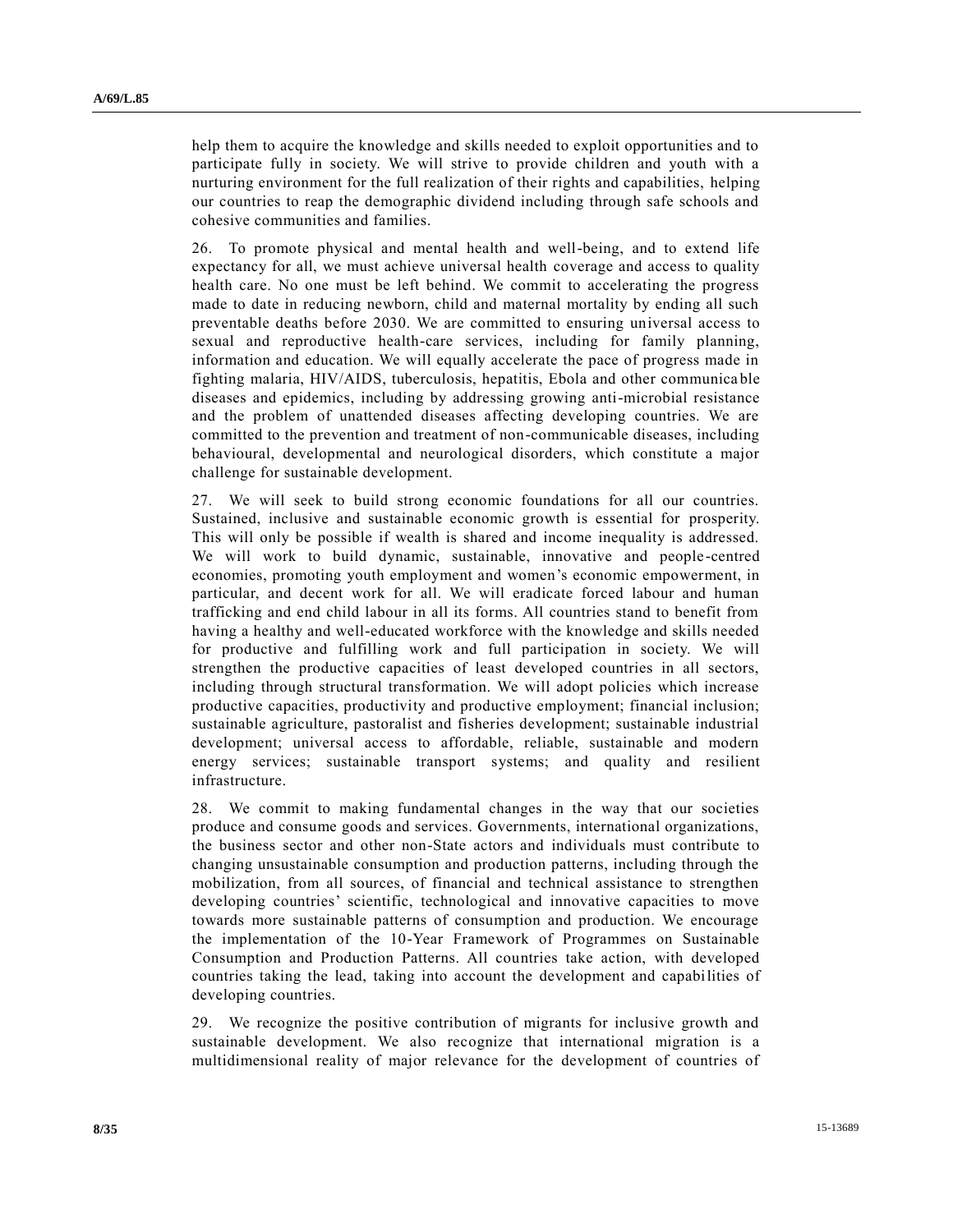help them to acquire the knowledge and skills needed to exploit opportunities and to participate fully in society. We will strive to provide children and youth with a nurturing environment for the full realization of their rights and capabilities, helping our countries to reap the demographic dividend including through safe schools and cohesive communities and families.

26. To promote physical and mental health and well-being, and to extend life expectancy for all, we must achieve universal health coverage and access to quality health care. No one must be left behind. We commit to accelerating the progress made to date in reducing newborn, child and maternal mortality by ending all such preventable deaths before 2030. We are committed to ensuring universal access to sexual and reproductive health-care services, including for family planning, information and education. We will equally accelerate the pace of progress made in fighting malaria, HIV/AIDS, tuberculosis, hepatitis, Ebola and other communicable diseases and epidemics, including by addressing growing anti-microbial resistance and the problem of unattended diseases affecting developing countries. We are committed to the prevention and treatment of non-communicable diseases, including behavioural, developmental and neurological disorders, which constitute a major challenge for sustainable development.

27. We will seek to build strong economic foundations for all our countries. Sustained, inclusive and sustainable economic growth is essential for prosperity. This will only be possible if wealth is shared and income inequality is addressed. We will work to build dynamic, sustainable, innovative and people-centred economies, promoting youth employment and women's economic empowerment, in particular, and decent work for all. We will eradicate forced labour and human trafficking and end child labour in all its forms. All countries stand to benefit from having a healthy and well-educated workforce with the knowledge and skills needed for productive and fulfilling work and full participation in society. We will strengthen the productive capacities of least developed countries in all sectors, including through structural transformation. We will adopt policies which increase productive capacities, productivity and productive employment; financial inclusion; sustainable agriculture, pastoralist and fisheries development; sustainable industrial development; universal access to affordable, reliable, sustainable and modern energy services; sustainable transport systems; and quality and resilient infrastructure.

28. We commit to making fundamental changes in the way that our societies produce and consume goods and services. Governments, international organizations, the business sector and other non-State actors and individuals must contribute to changing unsustainable consumption and production patterns, including through the mobilization, from all sources, of financial and technical assistance to strengthen developing countries' scientific, technological and innovative capacities to move towards more sustainable patterns of consumption and production. We encourage the implementation of the 10-Year Framework of Programmes on Sustainable Consumption and Production Patterns. All countries take action, with developed countries taking the lead, taking into account the development and capabilities of developing countries.

29. We recognize the positive contribution of migrants for inclusive growth and sustainable development. We also recognize that international migration is a multidimensional reality of major relevance for the development of countries of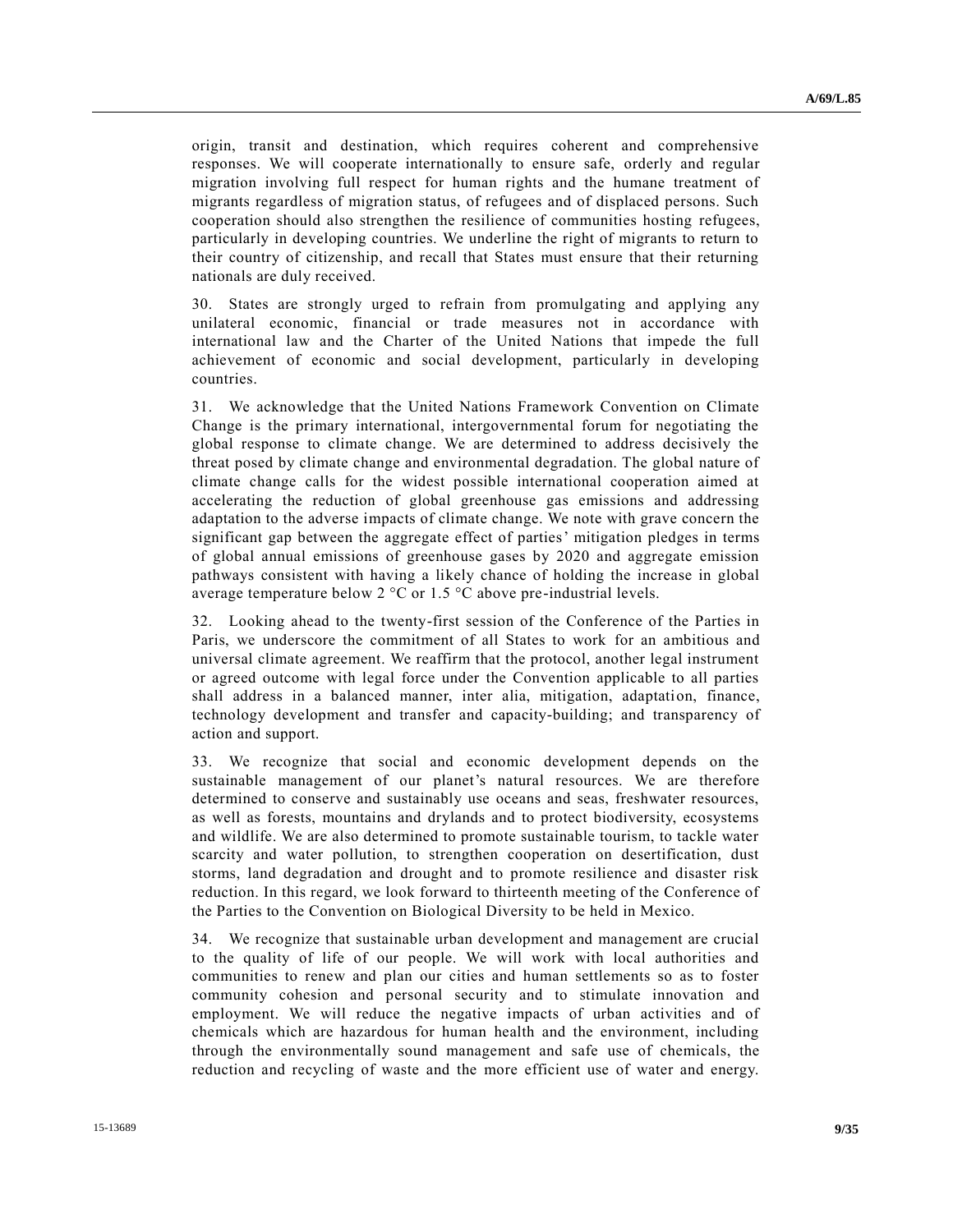origin, transit and destination, which requires coherent and comprehensive responses. We will cooperate internationally to ensure safe, orderly and regular migration involving full respect for human rights and the humane treatment of migrants regardless of migration status, of refugees and of displaced persons. Such cooperation should also strengthen the resilience of communities hosting refugees, particularly in developing countries. We underline the right of migrants to return to their country of citizenship, and recall that States must ensure that their returning nationals are duly received.

30. States are strongly urged to refrain from promulgating and applying any unilateral economic, financial or trade measures not in accordance with international law and the Charter of the United Nations that impede the full achievement of economic and social development, particularly in developing countries.

31. We acknowledge that the United Nations Framework Convention on Climate Change is the primary international, intergovernmental forum for negotiating the global response to climate change. We are determined to address decisively the threat posed by climate change and environmental degradation. The global nature of climate change calls for the widest possible international cooperation aimed at accelerating the reduction of global greenhouse gas emissions and addressing adaptation to the adverse impacts of climate change. We note with grave concern the significant gap between the aggregate effect of parties' mitigation pledges in terms of global annual emissions of greenhouse gases by 2020 and aggregate emission pathways consistent with having a likely chance of holding the increase in global average temperature below 2 °C or 1.5 °C above pre-industrial levels.

32. Looking ahead to the twenty-first session of the Conference of the Parties in Paris, we underscore the commitment of all States to work for an ambitious and universal climate agreement. We reaffirm that the protocol, another legal instrument or agreed outcome with legal force under the Convention applicable to all parties shall address in a balanced manner, inter alia, mitigation, adaptation, finance, technology development and transfer and capacity-building; and transparency of action and support.

33. We recognize that social and economic development depends on the sustainable management of our planet's natural resources. We are therefore determined to conserve and sustainably use oceans and seas, freshwater resources, as well as forests, mountains and drylands and to protect biodiversity, ecosystems and wildlife. We are also determined to promote sustainable tourism, to tackle water scarcity and water pollution, to strengthen cooperation on desertification, dust storms, land degradation and drought and to promote resilience and disaster risk reduction. In this regard, we look forward to thirteenth meeting of the Conference of the Parties to the Convention on Biological Diversity to be held in Mexico.

34. We recognize that sustainable urban development and management are crucial to the quality of life of our people. We will work with local authorities and communities to renew and plan our cities and human settlements so as to foster community cohesion and personal security and to stimulate innovation and employment. We will reduce the negative impacts of urban activities and of chemicals which are hazardous for human health and the environment, including through the environmentally sound management and safe use of chemicals, the reduction and recycling of waste and the more efficient use of water and energy.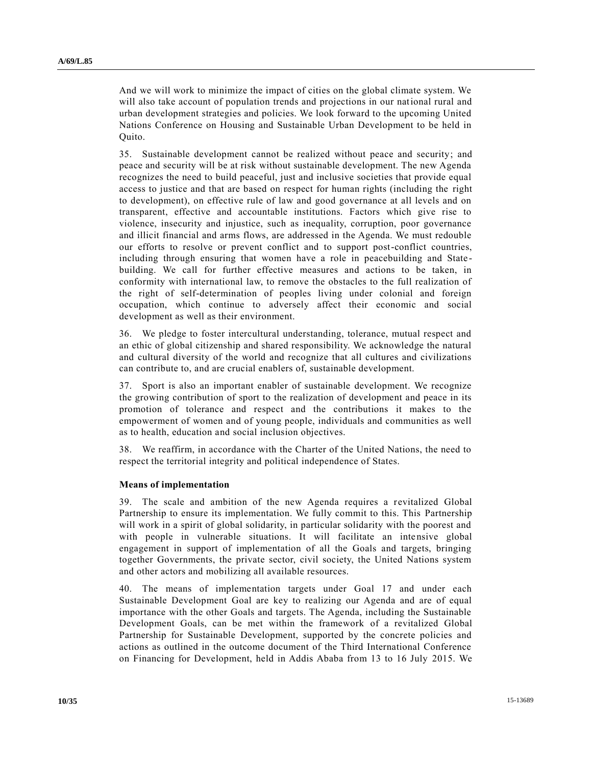And we will work to minimize the impact of cities on the global climate system. We will also take account of population trends and projections in our national rural and urban development strategies and policies. We look forward to the upcoming United Nations Conference on Housing and Sustainable Urban Development to be held in Quito.

35. Sustainable development cannot be realized without peace and security; and peace and security will be at risk without sustainable development. The new Agenda recognizes the need to build peaceful, just and inclusive societies that provide equal access to justice and that are based on respect for human rights (including the right to development), on effective rule of law and good governance at all levels and on transparent, effective and accountable institutions. Factors which give rise to violence, insecurity and injustice, such as inequality, corruption, poor governance and illicit financial and arms flows, are addressed in the Agenda. We must redouble our efforts to resolve or prevent conflict and to support post-conflict countries, including through ensuring that women have a role in peacebuilding and State-building. We call for further effective measures and actions to be taken, in conformity with international law, to remove the obstacles to the full realization of the right of self-determination of peoples living under colonial and foreign occupation, which continue to adversely affect their economic and social development as well as their environment.

36. We pledge to foster intercultural understanding, tolerance, mutual respect and an ethic of global citizenship and shared responsibility. We acknowledge the natural and cultural diversity of the world and recognize that all cultures and civilizations can contribute to, and are crucial enablers of, sustainable development.

37. Sport is also an important enabler of sustainable development. We recognize the growing contribution of sport to the realization of development and peace in its promotion of tolerance and respect and the contributions it makes to the empowerment of women and of young people, individuals and communities as well as to health, education and social inclusion objectives.

38. We reaffirm, in accordance with the Charter of the United Nations, the need to respect the territorial integrity and political independence of States.

### Means of implementation

39. The scale and ambition of the new Agenda requires a revitalized Global Partnership to ensure its implementation. We fully commit to this. This Partnership will work in a spirit of global solidarity, in particular solidarity with the poorest and with people in vulnerable situations. It will facilitate an intensive global engagement in support of implementation of all the Goals and targets, bringing together Governments, the private sector, civil society, the United Nations system and other actors and mobilizing all available resources.

40. The means of implementation targets under Goal 17 and under each Sustainable Development Goal are key to realizing our Agenda and are of equal importance with the other Goals and targets. The Agenda, including the Sustainable Development Goals, can be met within the framework of a revitalized Global Partnership for Sustainable Development, supported by the concrete policies and actions as outlined in the outcome document of the Third International Conference on Financing for Development, held in Addis Ababa from 13 to 16 July 2015. We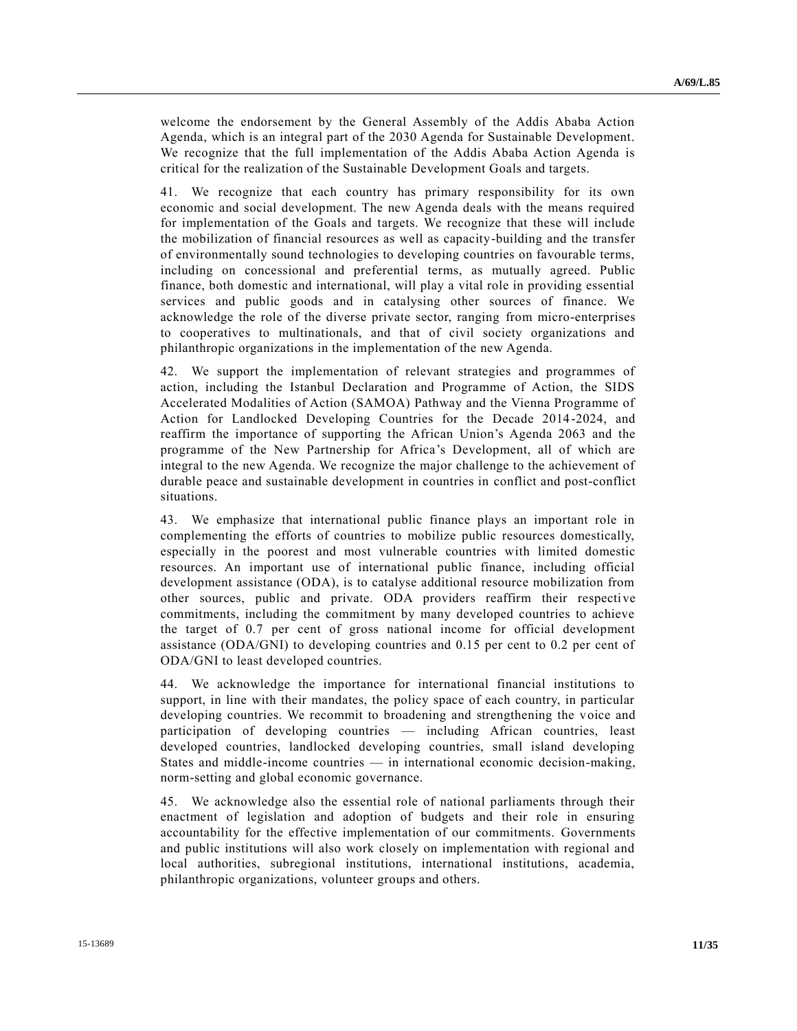welcome the endorsement by the General Assembly of the Addis Ababa Action Agenda, which is an integral part of the 2030 Agenda for Sustainable Development. We recognize that the full implementation of the Addis Ababa Action Agenda is critical for the realization of the Sustainable Development Goals and targets.

41. We recognize that each country has primary responsibility for its own economic and social development. The new Agenda deals with the means required for implementation of the Goals and targets. We recognize that these will include the mobilization of financial resources as well as capacity-building and the transfer of environmentally sound technologies to developing countries on favourable terms, including on concessional and preferential terms, as mutually agreed. Public finance, both domestic and international, will play a vital role in providing essential services and public goods and in catalysing other sources of finance. We acknowledge the role of the diverse private sector, ranging from micro-enterprises to cooperatives to multinationals, and that of civil society organizations and philanthropic organizations in the implementation of the new Agenda.

42. We support the implementation of relevant strategies and programmes of action, including the Istanbul Declaration and Programme of Action, the SIDS Accelerated Modalities of Action (SAMOA) Pathway and the Vienna Programme of Action for Landlocked Developing Countries for the Decade 2014-2024, and reaffirm the importance of supporting the African Union's Agenda 2063 and the programme of the New Partnership for Africa's Development, all of which are integral to the new Agenda. We recognize the major challenge to the achievement of durable peace and sustainable development in countries in conflict and post-conflict situations.

43. We emphasize that international public finance plays an important role in complementing the efforts of countries to mobilize public resources domestically, especially in the poorest and most vulnerable countries with limited domestic resources. An important use of international public finance, including official development assistance (ODA), is to catalyse additional resource mobilization from other sources, public and private. ODA providers reaffirm their respective commitments, including the commitment by many developed countries to achieve the target of 0.7 per cent of gross national income for official development assistance (ODA/GNI) to developing countries and 0.15 per cent to 0.2 per cent of ODA/GNI to least developed countries.

44. We acknowledge the importance for international financial institutions to support, in line with their mandates, the policy space of each country, in particular developing countries. We recommit to broadening and strengthening the voice and participation of developing countries — including African countries, least developed countries, landlocked developing countries, small island developing States and middle-income countries — in international economic decision-making, norm-setting and global economic governance.

45. We acknowledge also the essential role of national parliaments through their enactment of legislation and adoption of budgets and their role in ensuring accountability for the effective implementation of our commitments. Governments and public institutions will also work closely on implementation with regional and local authorities, subregional institutions, international institutions, academia, philanthropic organizations, volunteer groups and others.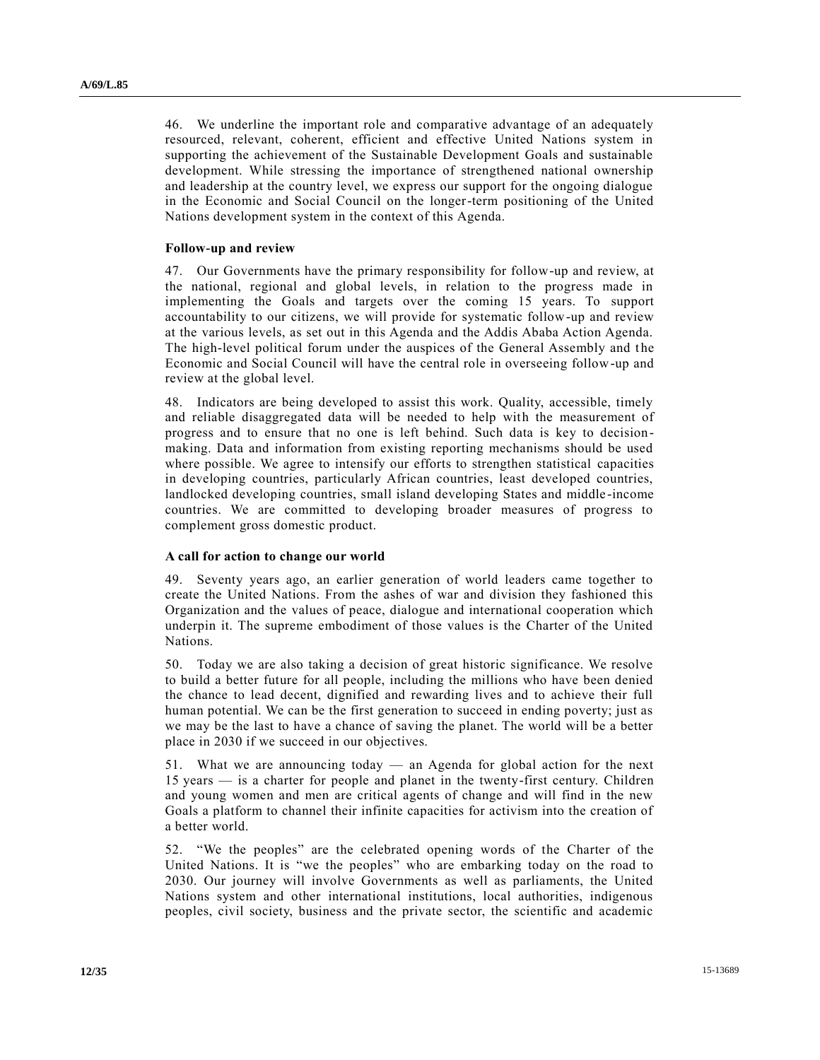46. We underline the important role and comparative advantage of an adequately resourced, relevant, coherent, efficient and effective United Nations system in supporting the achievement of the Sustainable Development Goals and sustainable development. While stressing the importance of strengthened national ownership and leadership at the country level, we express our support for the ongoing dialogue in the Economic and Social Council on the longer-term positioning of the United Nations development system in the context of this Agenda.

**Follow-up and review**

47. Our Governments have the primary responsibility for follow-up and review, at the national, regional and global levels, in relation to the progress made in implementing the Goals and targets over the coming 15 years. To support accountability to our citizens, we will provide for systematic follow-up and review at the various levels, as set out in this Agenda and the Addis Ababa Action Agenda. The high-level political forum under the auspices of the General Assembly and the Economic and Social Council will have the central role in overseeing follow-up and review at the global level.

48. Indicators are being developed to assist this work. Quality, accessible, timely and reliable disaggregated data will be needed to help with the measurement of progress and to ensure that no one is left behind. Such data is key to decision-making. Data and information from existing reporting mechanisms should be used where possible. We agree to intensify our efforts to strengthen statistical capacities in developing countries, particularly African countries, least developed countries, landlocked developing countries, small island developing States and middle-income countries. We are committed to developing broader measures of progress to complement gross domestic product.

**A call for action to change our world**

49. Seventy years ago, an earlier generation of world leaders came together to create the United Nations. From the ashes of war and division they fashioned this Organization and the values of peace, dialogue and international cooperation which underpin it. The supreme embodiment of those values is the Charter of the United Nations.

50. Today we are also taking a decision of great historic significance. We resolve to build a better future for all people, including the millions who have been denied the chance to lead decent, dignified and rewarding lives and to achieve their full human potential. We can be the first generation to succeed in ending poverty; just as we may be the last to have a chance of saving the planet. The world will be a better place in 2030 if we succeed in our objectives.

51. What we are announcing today — an Agenda for global action for the next 15 years — is a charter for people and planet in the twenty-first century. Children and young women and men are critical agents of change and will find in the new Goals a platform to channel their infinite capacities for activism into the creation of a better world.

52. "We the peoples" are the celebrated opening words of the Charter of the United Nations. It is "we the peoples" who are embarking today on the road to 2030. Our journey will involve Governments as well as parliaments, the United Nations system and other international institutions, local authorities, indigenous peoples, civil society, business and the private sector, the scientific and academic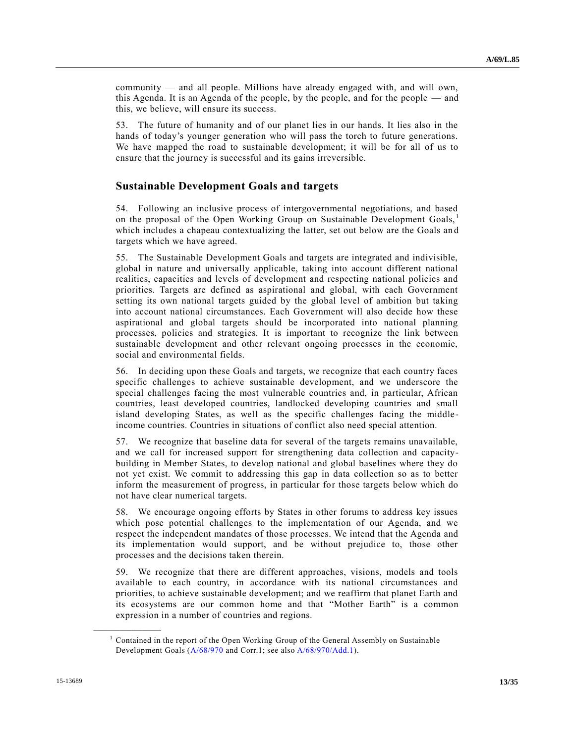community — and all people. Millions have already engaged with, and will own, this Agenda. It is an Agenda of the people, by the people, and for the people — and this, we believe, will ensure its success.

53. The future of humanity and of our planet lies in our hands. It lies also in the hands of today's younger generation who will pass the torch to future generations. We have mapped the road to sustainable development; it will be for all of us to ensure that the journey is successful and its gains irreversible.

## Sustainable Development Goals and targets

54. Following an inclusive process of intergovernmental negotiations, and based on the proposal of the Open Working Group on Sustainable Development Goals,[1] which includes a chapeau contextualizing the latter, set out below are the Goals and targets which we have agreed.

55. The Sustainable Development Goals and targets are integrated and indivisible, global in nature and universally applicable, taking into account different national realities, capacities and levels of development and respecting national policies and priorities. Targets are defined as aspirational and global, with each Government setting its own national targets guided by the global level of ambition but taking into account national circumstances. Each Government will also decide how these aspirational and global targets should be incorporated into national planning processes, policies and strategies. It is important to recognize the link between sustainable development and other relevant ongoing processes in the economic, social and environmental fields.

56. In deciding upon these Goals and targets, we recognize that each country faces specific challenges to achieve sustainable development, and we underscore the special challenges facing the most vulnerable countries and, in particular, African countries, least developed countries, landlocked developing countries and small island developing States, as well as the specific challenges facing the middle-income countries. Countries in situations of conflict also need special attention.

57. We recognize that baseline data for several of the targets remains unavailable, and we call for increased support for strengthening data collection and capacity-building in Member States, to develop national and global baselines where they do not yet exist. We commit to addressing this gap in data collection so as to better inform the measurement of progress, in particular for those targets below which do not have clear numerical targets.

58. We encourage ongoing efforts by States in other forums to address key issues which pose potential challenges to the implementation of our Agenda, and we respect the independent mandates of those processes. We intend that the Agenda and its implementation would support, and be without prejudice to, those other processes and the decisions taken therein.

59. We recognize that there are different approaches, visions, models and tools available to each country, in accordance with its national circumstances and priorities, to achieve sustainable development; and we reaffirm that planet Earth and its ecosystems are our common home and that "Mother Earth" is a common expression in a number of countries and regions.

---

[1] Contained in the report of the Open Working Group of the General Assembly on Sustainable Development Goals (A/68/970 and Corr.1; see also A/68/970/Add.1).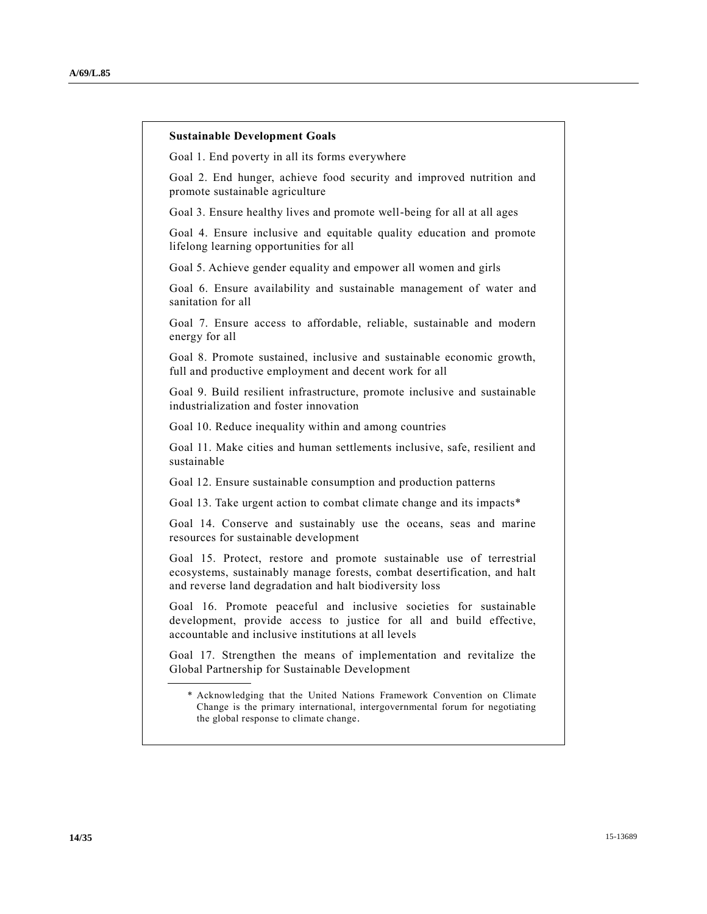**Sustainable Development Goals**

Goal 1. End poverty in all its forms everywhere

Goal 2. End hunger, achieve food security and improved nutrition and promote sustainable agriculture

Goal 3. Ensure healthy lives and promote well-being for all at all ages

Goal 4. Ensure inclusive and equitable quality education and promote lifelong learning opportunities for all

Goal 5. Achieve gender equality and empower all women and girls

Goal 6. Ensure availability and sustainable management of water and sanitation for all

Goal 7. Ensure access to affordable, reliable, sustainable and modern energy for all

Goal 8. Promote sustained, inclusive and sustainable economic growth, full and productive employment and decent work for all

Goal 9. Build resilient infrastructure, promote inclusive and sustainable industrialization and foster innovation

Goal 10. Reduce inequality within and among countries

Goal 11. Make cities and human settlements inclusive, safe, resilient and sustainable

Goal 12. Ensure sustainable consumption and production patterns

Goal 13. Take urgent action to combat climate change and its impacts*

Goal 14. Conserve and sustainably use the oceans, seas and marine resources for sustainable development

Goal 15. Protect, restore and promote sustainable use of terrestrial ecosystems, sustainably manage forests, combat desertification, and halt and reverse land degradation and halt biodiversity loss

Goal 16. Promote peaceful and inclusive societies for sustainable development, provide access to justice for all and build effective, accountable and inclusive institutions at all levels

Goal 17. Strengthen the means of implementation and revitalize the Global Partnership for Sustainable Development

---

\* Acknowledging that the United Nations Framework Convention on Climate Change is the primary international, intergovernmental forum for negotiating the global response to climate change.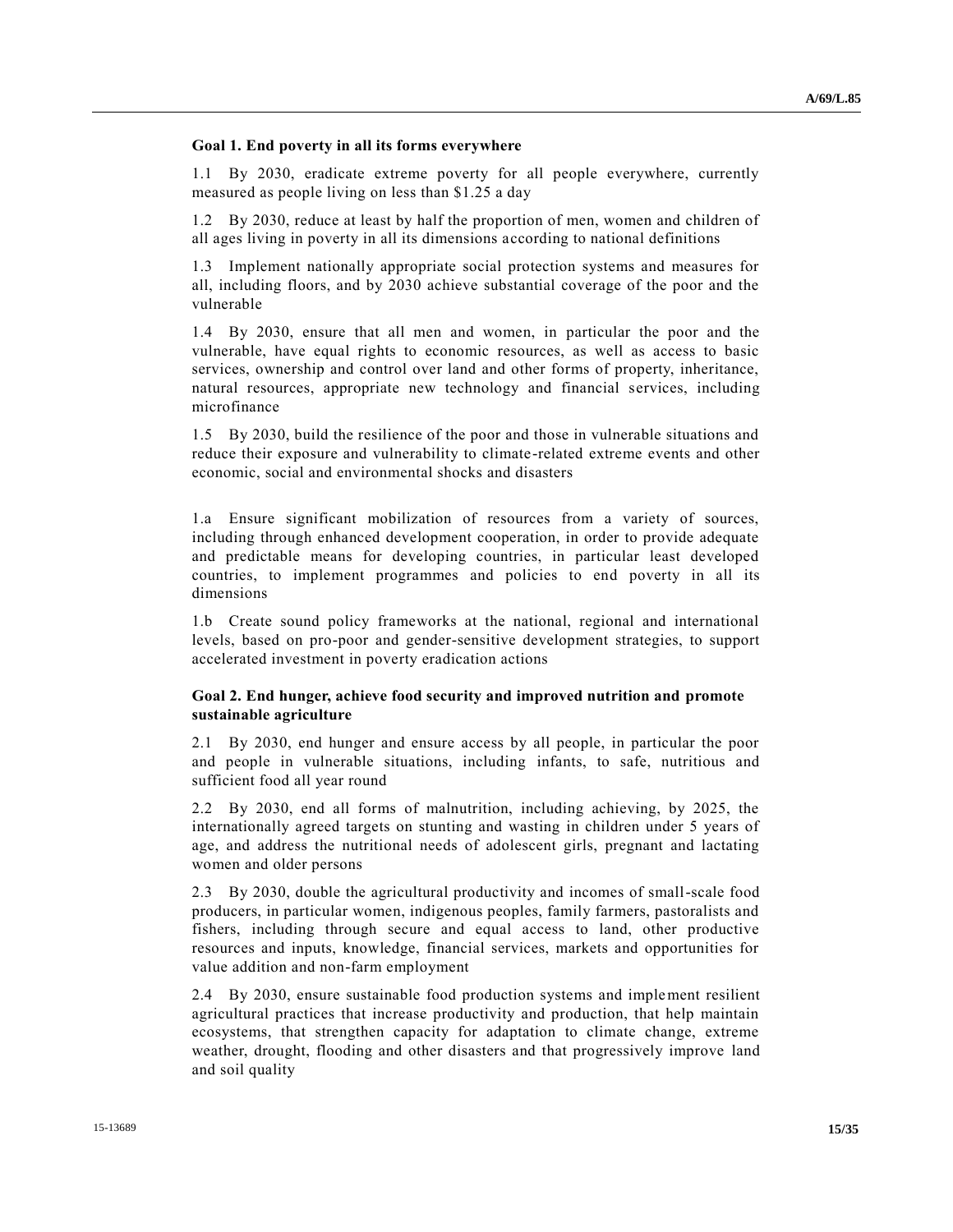**Goal 1. End poverty in all its forms everywhere**

1.1 By 2030, eradicate extreme poverty for all people everywhere, currently measured as people living on less than $1.25 a day

1.2 By 2030, reduce at least by half the proportion of men, women and children of all ages living in poverty in all its dimensions according to national definitions

1.3 Implement nationally appropriate social protection systems and measures for all, including floors, and by 2030 achieve substantial coverage of the poor and the vulnerable

1.4 By 2030, ensure that all men and women, in particular the poor and the vulnerable, have equal rights to economic resources, as well as access to basic services, ownership and control over land and other forms of property, inheritance, natural resources, appropriate new technology and financial services, including microfinance

1.5 By 2030, build the resilience of the poor and those in vulnerable situations and reduce their exposure and vulnerability to climate-related extreme events and other economic, social and environmental shocks and disasters

1.a Ensure significant mobilization of resources from a variety of sources, including through enhanced development cooperation, in order to provide adequate and predictable means for developing countries, in particular least developed countries, to implement programmes and policies to end poverty in all its dimensions

1.b Create sound policy frameworks at the national, regional and international levels, based on pro-poor and gender-sensitive development strategies, to support accelerated investment in poverty eradication actions

**Goal 2. End hunger, achieve food security and improved nutrition and promote sustainable agriculture**

2.1 By 2030, end hunger and ensure access by all people, in particular the poor and people in vulnerable situations, including infants, to safe, nutritious and sufficient food all year round

2.2 By 2030, end all forms of malnutrition, including achieving, by 2025, the internationally agreed targets on stunting and wasting in children under 5 years of age, and address the nutritional needs of adolescent girls, pregnant and lactating women and older persons

2.3 By 2030, double the agricultural productivity and incomes of small-scale food producers, in particular women, indigenous peoples, family farmers, pastoralists and fishers, including through secure and equal access to land, other productive resources and inputs, knowledge, financial services, markets and opportunities for value addition and non-farm employment

2.4 By 2030, ensure sustainable food production systems and implement resilient agricultural practices that increase productivity and production, that help maintain ecosystems, that strengthen capacity for adaptation to climate change, extreme weather, drought, flooding and other disasters and that progressively improve land and soil quality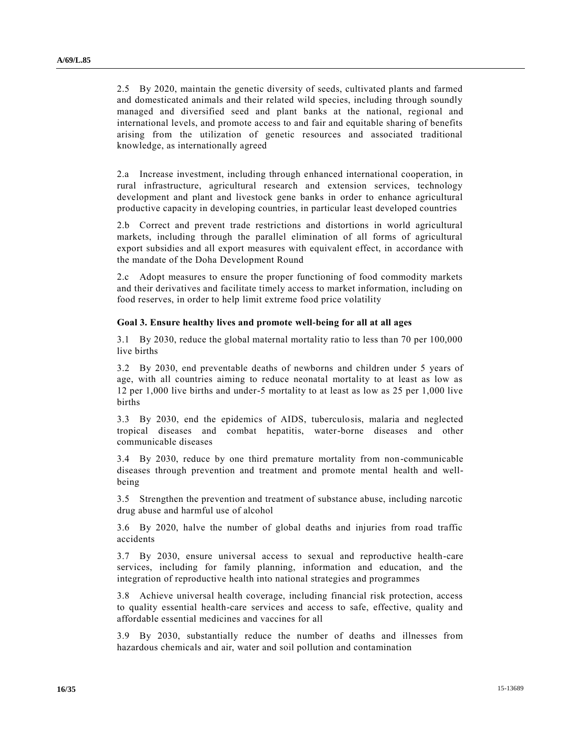2.5 By 2020, maintain the genetic diversity of seeds, cultivated plants and farmed and domesticated animals and their related wild species, including through soundly managed and diversified seed and plant banks at the national, regional and international levels, and promote access to and fair and equitable sharing of benefits arising from the utilization of genetic resources and associated traditional knowledge, as internationally agreed

2.a Increase investment, including through enhanced international cooperation, in rural infrastructure, agricultural research and extension services, technology development and plant and livestock gene banks in order to enhance agricultural productive capacity in developing countries, in particular least developed countries

2.b Correct and prevent trade restrictions and distortions in world agricultural markets, including through the parallel elimination of all forms of agricultural export subsidies and all export measures with equivalent effect, in accordance with the mandate of the Doha Development Round

2.c Adopt measures to ensure the proper functioning of food commodity markets and their derivatives and facilitate timely access to market information, including on food reserves, in order to help limit extreme food price volatility

**Goal 3. Ensure healthy lives and promote well-being for all at all ages**

3.1 By 2030, reduce the global maternal mortality ratio to less than 70 per 100,000 live births

3.2 By 2030, end preventable deaths of newborns and children under 5 years of age, with all countries aiming to reduce neonatal mortality to at least as low as 12 per 1,000 live births and under-5 mortality to at least as low as 25 per 1,000 live births

3.3 By 2030, end the epidemics of AIDS, tuberculosis, malaria and neglected tropical diseases and combat hepatitis, water-borne diseases and other communicable diseases

3.4 By 2030, reduce by one third premature mortality from non-communicable diseases through prevention and treatment and promote mental health and well-being

3.5 Strengthen the prevention and treatment of substance abuse, including narcotic drug abuse and harmful use of alcohol

3.6 By 2020, halve the number of global deaths and injuries from road traffic accidents

3.7 By 2030, ensure universal access to sexual and reproductive health-care services, including for family planning, information and education, and the integration of reproductive health into national strategies and programmes

3.8 Achieve universal health coverage, including financial risk protection, access to quality essential health-care services and access to safe, effective, quality and affordable essential medicines and vaccines for all

3.9 By 2030, substantially reduce the number of deaths and illnesses from hazardous chemicals and air, water and soil pollution and contamination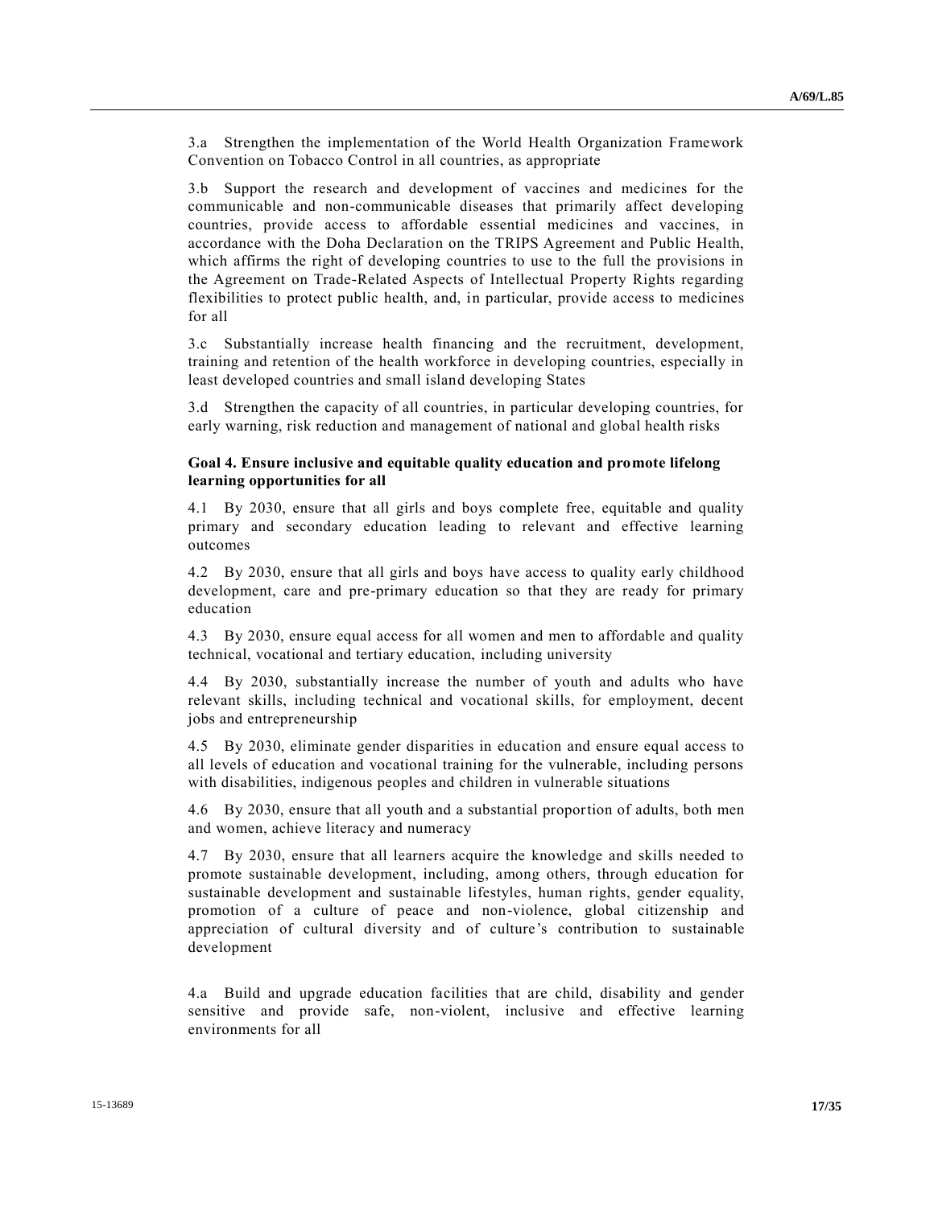3.a Strengthen the implementation of the World Health Organization Framework Convention on Tobacco Control in all countries, as appropriate

3.b Support the research and development of vaccines and medicines for the communicable and non-communicable diseases that primarily affect developing countries, provide access to affordable essential medicines and vaccines, in accordance with the Doha Declaration on the TRIPS Agreement and Public Health, which affirms the right of developing countries to use to the full the provisions in the Agreement on Trade-Related Aspects of Intellectual Property Rights regarding flexibilities to protect public health, and, in particular, provide access to medicines for all

3.c Substantially increase health financing and the recruitment, development, training and retention of the health workforce in developing countries, especially in least developed countries and small island developing States

3.d Strengthen the capacity of all countries, in particular developing countries, for early warning, risk reduction and management of national and global health risks

**Goal 4. Ensure inclusive and equitable quality education and promote lifelong learning opportunities for all**

4.1 By 2030, ensure that all girls and boys complete free, equitable and quality primary and secondary education leading to relevant and effective learning outcomes

4.2 By 2030, ensure that all girls and boys have access to quality early childhood development, care and pre-primary education so that they are ready for primary education

4.3 By 2030, ensure equal access for all women and men to affordable and quality technical, vocational and tertiary education, including university

4.4 By 2030, substantially increase the number of youth and adults who have relevant skills, including technical and vocational skills, for employment, decent jobs and entrepreneurship

4.5 By 2030, eliminate gender disparities in education and ensure equal access to all levels of education and vocational training for the vulnerable, including persons with disabilities, indigenous peoples and children in vulnerable situations

4.6 By 2030, ensure that all youth and a substantial proportion of adults, both men and women, achieve literacy and numeracy

4.7 By 2030, ensure that all learners acquire the knowledge and skills needed to promote sustainable development, including, among others, through education for sustainable development and sustainable lifestyles, human rights, gender equality, promotion of a culture of peace and non-violence, global citizenship and appreciation of cultural diversity and of culture's contribution to sustainable development

4.a Build and upgrade education facilities that are child, disability and gender sensitive and provide safe, non-violent, inclusive and effective learning environments for all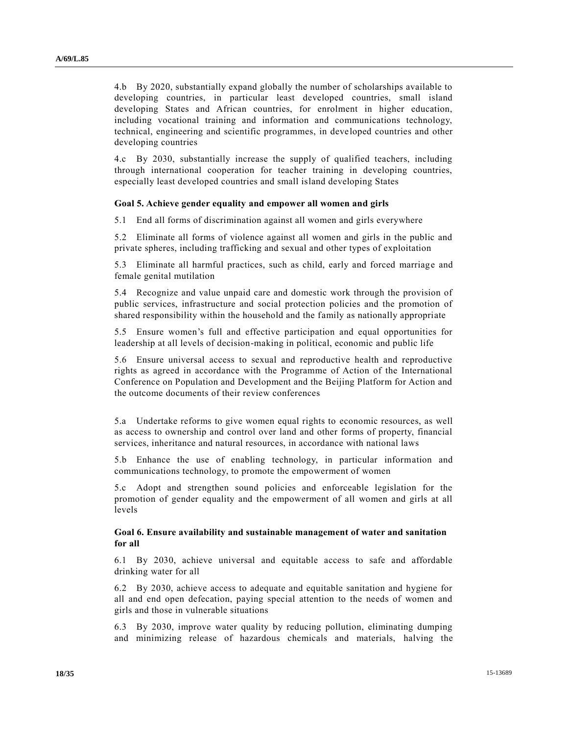4.b By 2020, substantially expand globally the number of scholarships available to developing countries, in particular least developed countries, small island developing States and African countries, for enrolment in higher education, including vocational training and information and communications technology, technical, engineering and scientific programmes, in developed countries and other developing countries

4.c By 2030, substantially increase the supply of qualified teachers, including through international cooperation for teacher training in developing countries, especially least developed countries and small island developing States

**Goal 5. Achieve gender equality and empower all women and girls**

5.1 End all forms of discrimination against all women and girls everywhere

5.2 Eliminate all forms of violence against all women and girls in the public and private spheres, including trafficking and sexual and other types of exploitation

5.3 Eliminate all harmful practices, such as child, early and forced marriage and female genital mutilation

5.4 Recognize and value unpaid care and domestic work through the provision of public services, infrastructure and social protection policies and the promotion of shared responsibility within the household and the family as nationally appropriate

5.5 Ensure women's full and effective participation and equal opportunities for leadership at all levels of decision-making in political, economic and public life

5.6 Ensure universal access to sexual and reproductive health and reproductive rights as agreed in accordance with the Programme of Action of the International Conference on Population and Development and the Beijing Platform for Action and the outcome documents of their review conferences

5.a Undertake reforms to give women equal rights to economic resources, as well as access to ownership and control over land and other forms of property, financial services, inheritance and natural resources, in accordance with national laws

5.b Enhance the use of enabling technology, in particular information and communications technology, to promote the empowerment of women

5.c Adopt and strengthen sound policies and enforceable legislation for the promotion of gender equality and the empowerment of all women and girls at all levels

**Goal 6. Ensure availability and sustainable management of water and sanitation for all**

6.1 By 2030, achieve universal and equitable access to safe and affordable drinking water for all

6.2 By 2030, achieve access to adequate and equitable sanitation and hygiene for all and end open defecation, paying special attention to the needs of women and girls and those in vulnerable situations

6.3 By 2030, improve water quality by reducing pollution, eliminating dumping and minimizing release of hazardous chemicals and materials, halving the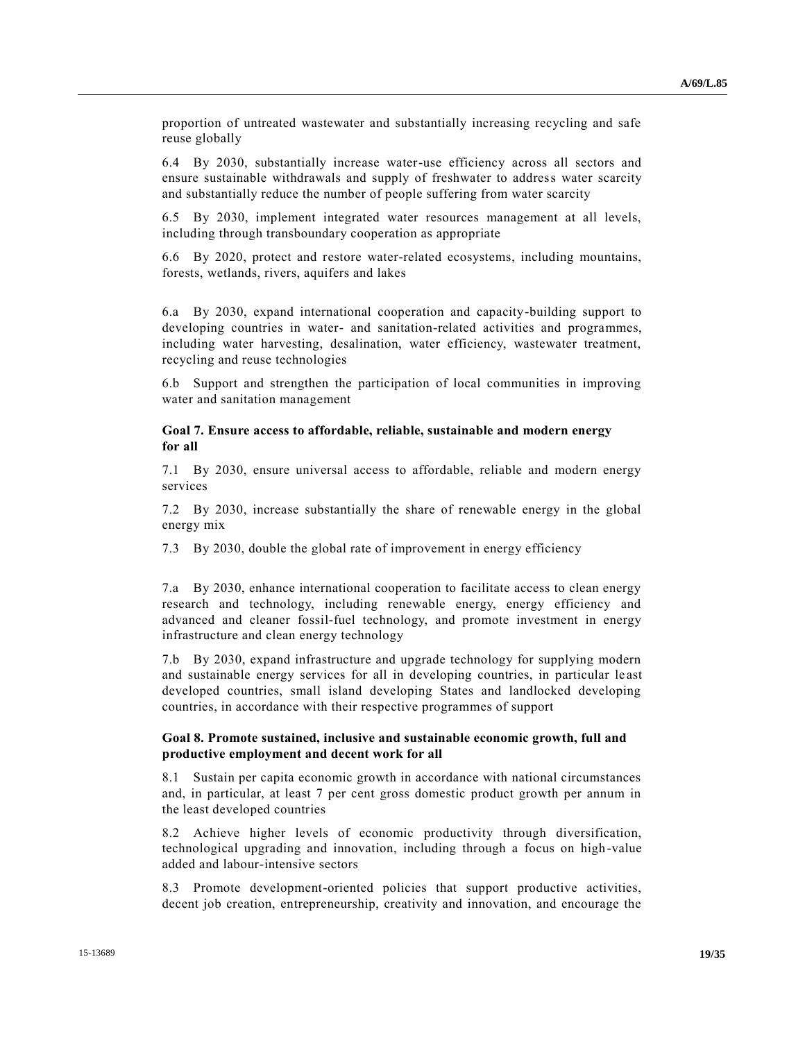proportion of untreated wastewater and substantially increasing recycling and safe reuse globally

6.4 By 2030, substantially increase water-use efficiency across all sectors and ensure sustainable withdrawals and supply of freshwater to address water scarcity and substantially reduce the number of people suffering from water scarcity

6.5 By 2030, implement integrated water resources management at all levels, including through transboundary cooperation as appropriate

6.6 By 2020, protect and restore water-related ecosystems, including mountains, forests, wetlands, rivers, aquifers and lakes

6.a By 2030, expand international cooperation and capacity-building support to developing countries in water- and sanitation-related activities and programmes, including water harvesting, desalination, water efficiency, wastewater treatment, recycling and reuse technologies

6.b Support and strengthen the participation of local communities in improving water and sanitation management

**Goal 7. Ensure access to affordable, reliable, sustainable and modern energy for all**

7.1 By 2030, ensure universal access to affordable, reliable and modern energy services

7.2 By 2030, increase substantially the share of renewable energy in the global energy mix

7.3 By 2030, double the global rate of improvement in energy efficiency

7.a By 2030, enhance international cooperation to facilitate access to clean energy research and technology, including renewable energy, energy efficiency and advanced and cleaner fossil-fuel technology, and promote investment in energy infrastructure and clean energy technology

7.b By 2030, expand infrastructure and upgrade technology for supplying modern and sustainable energy services for all in developing countries, in particular least developed countries, small island developing States and landlocked developing countries, in accordance with their respective programmes of support

**Goal 8. Promote sustained, inclusive and sustainable economic growth, full and productive employment and decent work for all**

8.1 Sustain per capita economic growth in accordance with national circumstances and, in particular, at least 7 per cent gross domestic product growth per annum in the least developed countries

8.2 Achieve higher levels of economic productivity through diversification, technological upgrading and innovation, including through a focus on high-value added and labour-intensive sectors

8.3 Promote development-oriented policies that support productive activities, decent job creation, entrepreneurship, creativity and innovation, and encourage the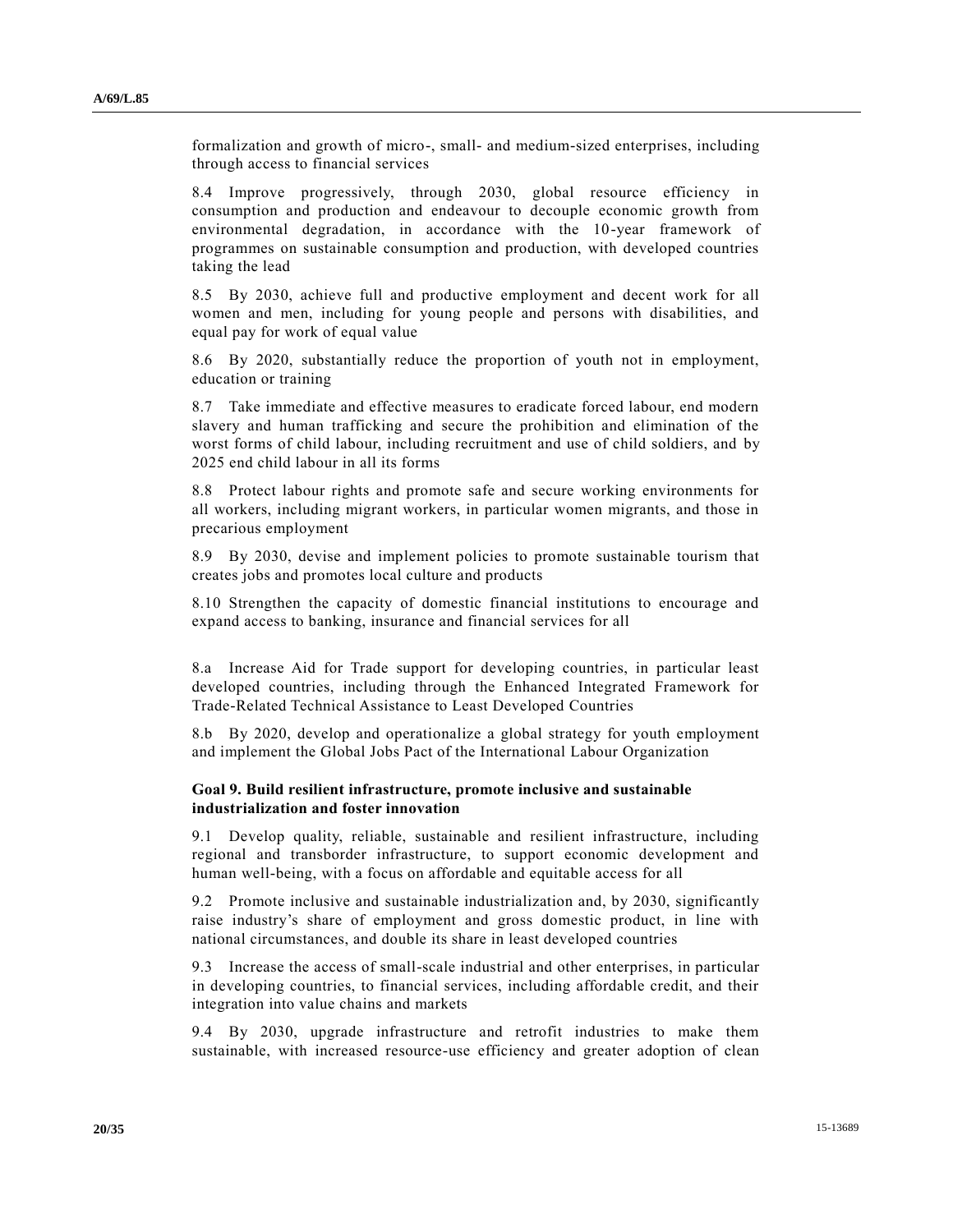formalization and growth of micro-, small- and medium-sized enterprises, including through access to financial services

8.4 Improve progressively, through 2030, global resource efficiency in consumption and production and endeavour to decouple economic growth from environmental degradation, in accordance with the 10-year framework of programmes on sustainable consumption and production, with developed countries taking the lead

8.5 By 2030, achieve full and productive employment and decent work for all women and men, including for young people and persons with disabilities, and equal pay for work of equal value

8.6 By 2020, substantially reduce the proportion of youth not in employment, education or training

8.7 Take immediate and effective measures to eradicate forced labour, end modern slavery and human trafficking and secure the prohibition and elimination of the worst forms of child labour, including recruitment and use of child soldiers, and by 2025 end child labour in all its forms

8.8 Protect labour rights and promote safe and secure working environments for all workers, including migrant workers, in particular women migrants, and those in precarious employment

8.9 By 2030, devise and implement policies to promote sustainable tourism that creates jobs and promotes local culture and products

8.10 Strengthen the capacity of domestic financial institutions to encourage and expand access to banking, insurance and financial services for all

8.a Increase Aid for Trade support for developing countries, in particular least developed countries, including through the Enhanced Integrated Framework for Trade-Related Technical Assistance to Least Developed Countries

8.b By 2020, develop and operationalize a global strategy for youth employment and implement the Global Jobs Pact of the International Labour Organization

**Goal 9. Build resilient infrastructure, promote inclusive and sustainable industrialization and foster innovation**

9.1 Develop quality, reliable, sustainable and resilient infrastructure, including regional and transborder infrastructure, to support economic development and human well-being, with a focus on affordable and equitable access for all

9.2 Promote inclusive and sustainable industrialization and, by 2030, significantly raise industry's share of employment and gross domestic product, in line with national circumstances, and double its share in least developed countries

9.3 Increase the access of small-scale industrial and other enterprises, in particular in developing countries, to financial services, including affordable credit, and their integration into value chains and markets

9.4 By 2030, upgrade infrastructure and retrofit industries to make them sustainable, with increased resource-use efficiency and greater adoption of clean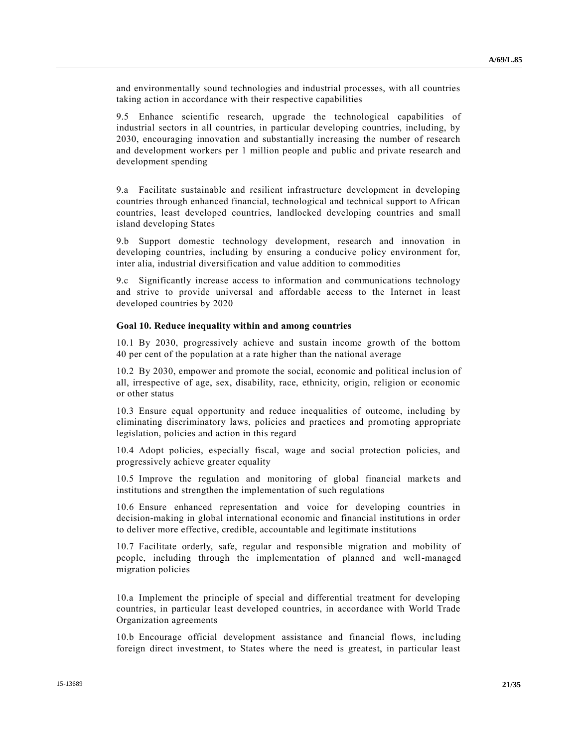and environmentally sound technologies and industrial processes, with all countries taking action in accordance with their respective capabilities

9.5 Enhance scientific research, upgrade the technological capabilities of industrial sectors in all countries, in particular developing countries, including, by 2030, encouraging innovation and substantially increasing the number of research and development workers per 1 million people and public and private research and development spending

9.a Facilitate sustainable and resilient infrastructure development in developing countries through enhanced financial, technological and technical support to African countries, least developed countries, landlocked developing countries and small island developing States

9.b Support domestic technology development, research and innovation in developing countries, including by ensuring a conducive policy environment for, inter alia, industrial diversification and value addition to commodities

9.c Significantly increase access to information and communications technology and strive to provide universal and affordable access to the Internet in least developed countries by 2020

**Goal 10. Reduce inequality within and among countries**

10.1 By 2030, progressively achieve and sustain income growth of the bottom 40 per cent of the population at a rate higher than the national average

10.2 By 2030, empower and promote the social, economic and political inclusion of all, irrespective of age, sex, disability, race, ethnicity, origin, religion or economic or other status

10.3 Ensure equal opportunity and reduce inequalities of outcome, including by eliminating discriminatory laws, policies and practices and promoting appropriate legislation, policies and action in this regard

10.4 Adopt policies, especially fiscal, wage and social protection policies, and progressively achieve greater equality

10.5 Improve the regulation and monitoring of global financial markets and institutions and strengthen the implementation of such regulations

10.6 Ensure enhanced representation and voice for developing countries in decision-making in global international economic and financial institutions in order to deliver more effective, credible, accountable and legitimate institutions

10.7 Facilitate orderly, safe, regular and responsible migration and mobility of people, including through the implementation of planned and well-managed migration policies

10.a Implement the principle of special and differential treatment for developing countries, in particular least developed countries, in accordance with World Trade Organization agreements

10.b Encourage official development assistance and financial flows, including foreign direct investment, to States where the need is greatest, in particular least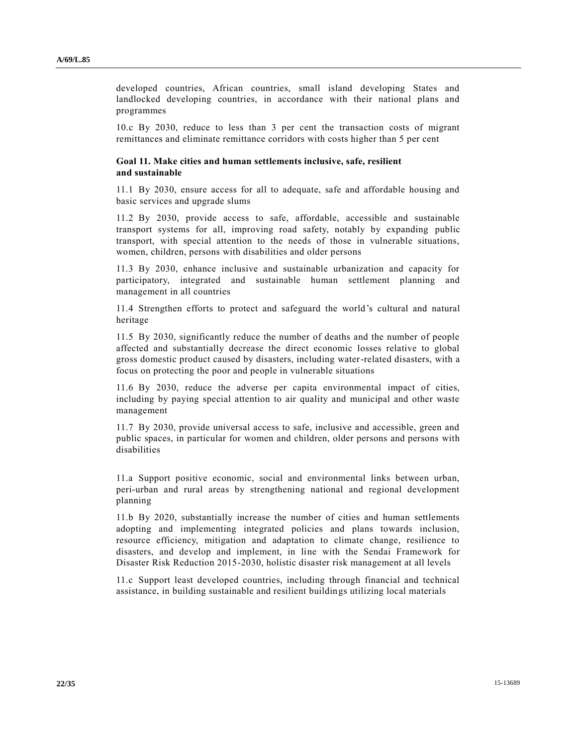developed countries, African countries, small island developing States and landlocked developing countries, in accordance with their national plans and programmes

10.c By 2030, reduce to less than 3 per cent the transaction costs of migrant remittances and eliminate remittance corridors with costs higher than 5 per cent

### Goal 11. Make cities and human settlements inclusive, safe, resilient and sustainable

11.1 By 2030, ensure access for all to adequate, safe and affordable housing and basic services and upgrade slums

11.2 By 2030, provide access to safe, affordable, accessible and sustainable transport systems for all, improving road safety, notably by expanding public transport, with special attention to the needs of those in vulnerable situations, women, children, persons with disabilities and older persons

11.3 By 2030, enhance inclusive and sustainable urbanization and capacity for participatory, integrated and sustainable human settlement planning and management in all countries

11.4 Strengthen efforts to protect and safeguard the world's cultural and natural heritage

11.5 By 2030, significantly reduce the number of deaths and the number of people affected and substantially decrease the direct economic losses relative to global gross domestic product caused by disasters, including water-related disasters, with a focus on protecting the poor and people in vulnerable situations

11.6 By 2030, reduce the adverse per capita environmental impact of cities, including by paying special attention to air quality and municipal and other waste management

11.7 By 2030, provide universal access to safe, inclusive and accessible, green and public spaces, in particular for women and children, older persons and persons with disabilities

11.a Support positive economic, social and environmental links between urban, peri-urban and rural areas by strengthening national and regional development planning

11.b By 2020, substantially increase the number of cities and human settlements adopting and implementing integrated policies and plans towards inclusion, resource efficiency, mitigation and adaptation to climate change, resilience to disasters, and develop and implement, in line with the Sendai Framework for Disaster Risk Reduction 2015-2030, holistic disaster risk management at all levels

11.c Support least developed countries, including through financial and technical assistance, in building sustainable and resilient buildings utilizing local materials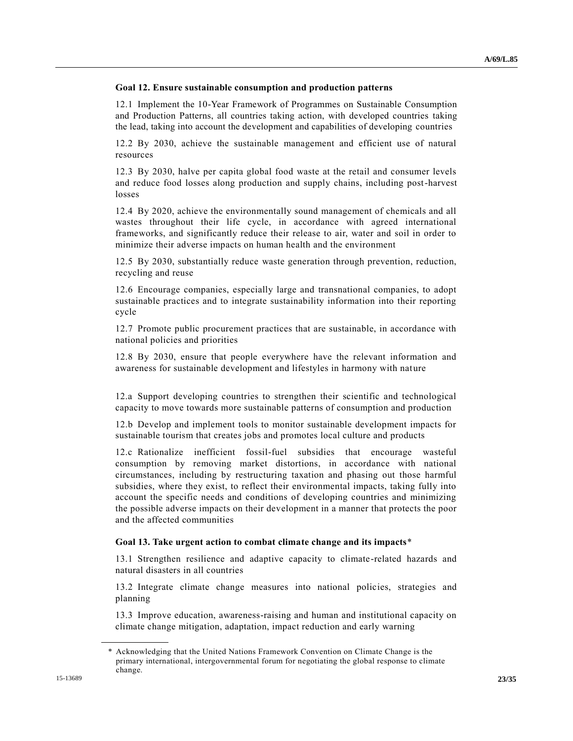### Goal 12. Ensure sustainable consumption and production patterns

12.1 Implement the 10-Year Framework of Programmes on Sustainable Consumption and Production Patterns, all countries taking action, with developed countries taking the lead, taking into account the development and capabilities of developing countries

12.2 By 2030, achieve the sustainable management and efficient use of natural resources

12.3 By 2030, halve per capita global food waste at the retail and consumer levels and reduce food losses along production and supply chains, including post-harvest losses

12.4 By 2020, achieve the environmentally sound management of chemicals and all wastes throughout their life cycle, in accordance with agreed international frameworks, and significantly reduce their release to air, water and soil in order to minimize their adverse impacts on human health and the environment

12.5 By 2030, substantially reduce waste generation through prevention, reduction, recycling and reuse

12.6 Encourage companies, especially large and transnational companies, to adopt sustainable practices and to integrate sustainability information into their reporting cycle

12.7 Promote public procurement practices that are sustainable, in accordance with national policies and priorities

12.8 By 2030, ensure that people everywhere have the relevant information and awareness for sustainable development and lifestyles in harmony with nature

12.a Support developing countries to strengthen their scientific and technological capacity to move towards more sustainable patterns of consumption and production

12.b Develop and implement tools to monitor sustainable development impacts for sustainable tourism that creates jobs and promotes local culture and products

12.c Rationalize inefficient fossil-fuel subsidies that encourage wasteful consumption by removing market distortions, in accordance with national circumstances, including by restructuring taxation and phasing out those harmful subsidies, where they exist, to reflect their environmental impacts, taking fully into account the specific needs and conditions of developing countries and minimizing the possible adverse impacts on their development in a manner that protects the poor and the affected communities

### Goal 13. Take urgent action to combat climate change and its impacts*

13.1 Strengthen resilience and adaptive capacity to climate-related hazards and natural disasters in all countries

13.2 Integrate climate change measures into national policies, strategies and planning

13.3 Improve education, awareness-raising and human and institutional capacity on climate change mitigation, adaptation, impact reduction and early warning

---

\* Acknowledging that the United Nations Framework Convention on Climate Change is the primary international, intergovernmental forum for negotiating the global response to climate change.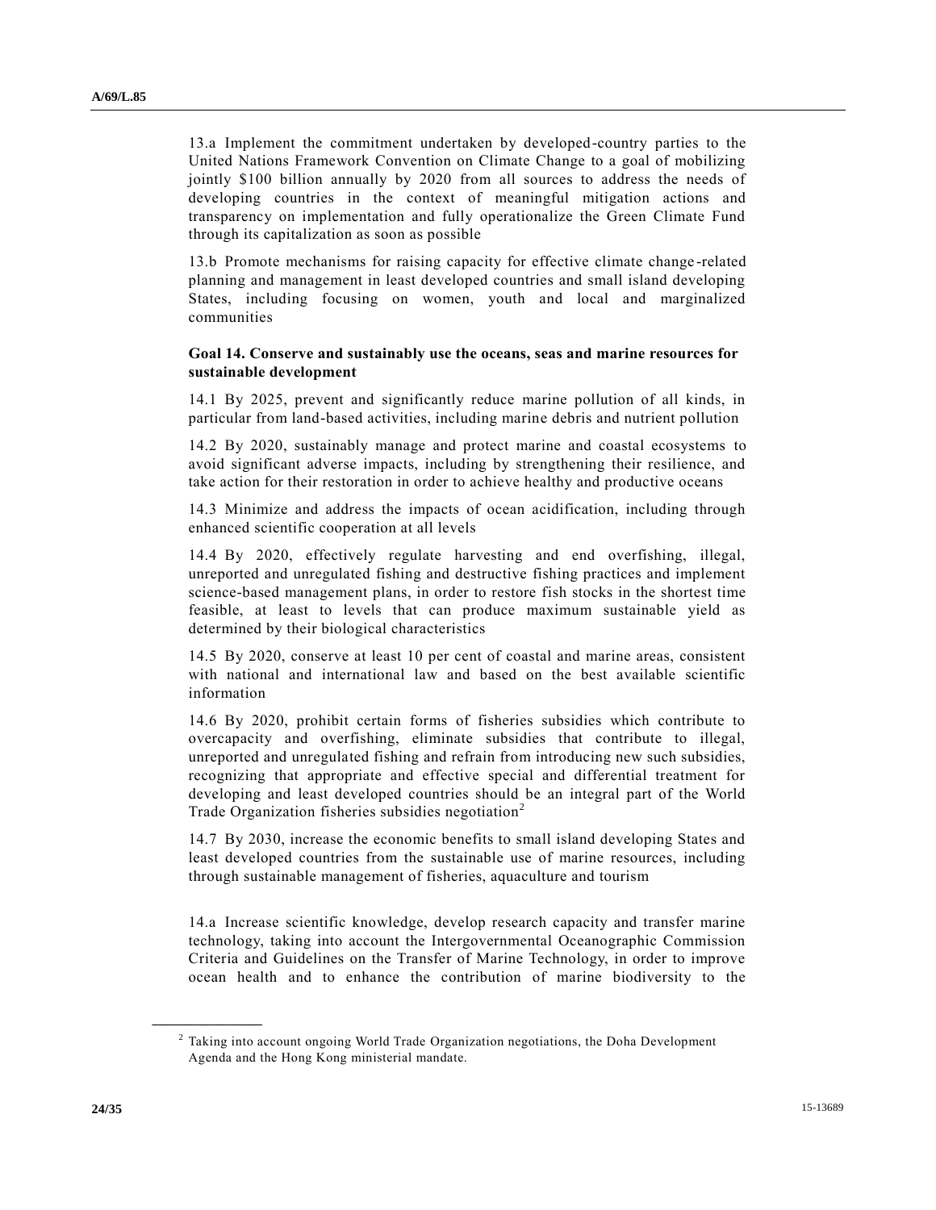13.a Implement the commitment undertaken by developed-country parties to the United Nations Framework Convention on Climate Change to a goal of mobilizing jointly $100 billion annually by 2020 from all sources to address the needs of developing countries in the context of meaningful mitigation actions and transparency on implementation and fully operationalize the Green Climate Fund through its capitalization as soon as possible

13.b Promote mechanisms for raising capacity for effective climate change-related planning and management in least developed countries and small island developing States, including focusing on women, youth and local and marginalized communities

**Goal 14. Conserve and sustainably use the oceans, seas and marine resources for sustainable development**

14.1 By 2025, prevent and significantly reduce marine pollution of all kinds, in particular from land-based activities, including marine debris and nutrient pollution

14.2 By 2020, sustainably manage and protect marine and coastal ecosystems to avoid significant adverse impacts, including by strengthening their resilience, and take action for their restoration in order to achieve healthy and productive oceans

14.3 Minimize and address the impacts of ocean acidification, including through enhanced scientific cooperation at all levels

14.4 By 2020, effectively regulate harvesting and end overfishing, illegal, unreported and unregulated fishing and destructive fishing practices and implement science-based management plans, in order to restore fish stocks in the shortest time feasible, at least to levels that can produce maximum sustainable yield as determined by their biological characteristics

14.5 By 2020, conserve at least 10 per cent of coastal and marine areas, consistent with national and international law and based on the best available scientific information

14.6 By 2020, prohibit certain forms of fisheries subsidies which contribute to overcapacity and overfishing, eliminate subsidies that contribute to illegal, unreported and unregulated fishing and refrain from introducing new such subsidies, recognizing that appropriate and effective special and differential treatment for developing and least developed countries should be an integral part of the World Trade Organization fisheries subsidies negotiation[2]

14.7 By 2030, increase the economic benefits to small island developing States and least developed countries from the sustainable use of marine resources, including through sustainable management of fisheries, aquaculture and tourism

14.a Increase scientific knowledge, develop research capacity and transfer marine technology, taking into account the Intergovernmental Oceanographic Commission Criteria and Guidelines on the Transfer of Marine Technology, in order to improve ocean health and to enhance the contribution of marine biodiversity to the

---

[2] Taking into account ongoing World Trade Organization negotiations, the Doha Development Agenda and the Hong Kong ministerial mandate.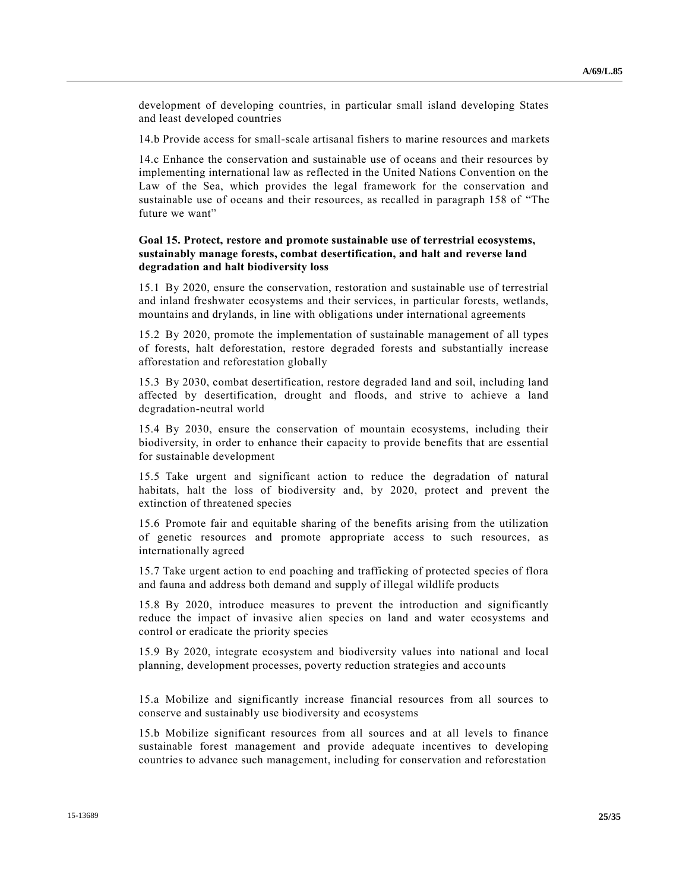development of developing countries, in particular small island developing States and least developed countries

14.b Provide access for small-scale artisanal fishers to marine resources and markets

14.c Enhance the conservation and sustainable use of oceans and their resources by implementing international law as reflected in the United Nations Convention on the Law of the Sea, which provides the legal framework for the conservation and sustainable use of oceans and their resources, as recalled in paragraph 158 of "The future we want"

**Goal 15. Protect, restore and promote sustainable use of terrestrial ecosystems, sustainably manage forests, combat desertification, and halt and reverse land degradation and halt biodiversity loss**

15.1 By 2020, ensure the conservation, restoration and sustainable use of terrestrial and inland freshwater ecosystems and their services, in particular forests, wetlands, mountains and drylands, in line with obligations under international agreements

15.2 By 2020, promote the implementation of sustainable management of all types of forests, halt deforestation, restore degraded forests and substantially increase afforestation and reforestation globally

15.3 By 2030, combat desertification, restore degraded land and soil, including land affected by desertification, drought and floods, and strive to achieve a land degradation-neutral world

15.4 By 2030, ensure the conservation of mountain ecosystems, including their biodiversity, in order to enhance their capacity to provide benefits that are essential for sustainable development

15.5 Take urgent and significant action to reduce the degradation of natural habitats, halt the loss of biodiversity and, by 2020, protect and prevent the extinction of threatened species

15.6 Promote fair and equitable sharing of the benefits arising from the utilization of genetic resources and promote appropriate access to such resources, as internationally agreed

15.7 Take urgent action to end poaching and trafficking of protected species of flora and fauna and address both demand and supply of illegal wildlife products

15.8 By 2020, introduce measures to prevent the introduction and significantly reduce the impact of invasive alien species on land and water ecosystems and control or eradicate the priority species

15.9 By 2020, integrate ecosystem and biodiversity values into national and local planning, development processes, poverty reduction strategies and accounts

15.a Mobilize and significantly increase financial resources from all sources to conserve and sustainably use biodiversity and ecosystems

15.b Mobilize significant resources from all sources and at all levels to finance sustainable forest management and provide adequate incentives to developing countries to advance such management, including for conservation and reforestation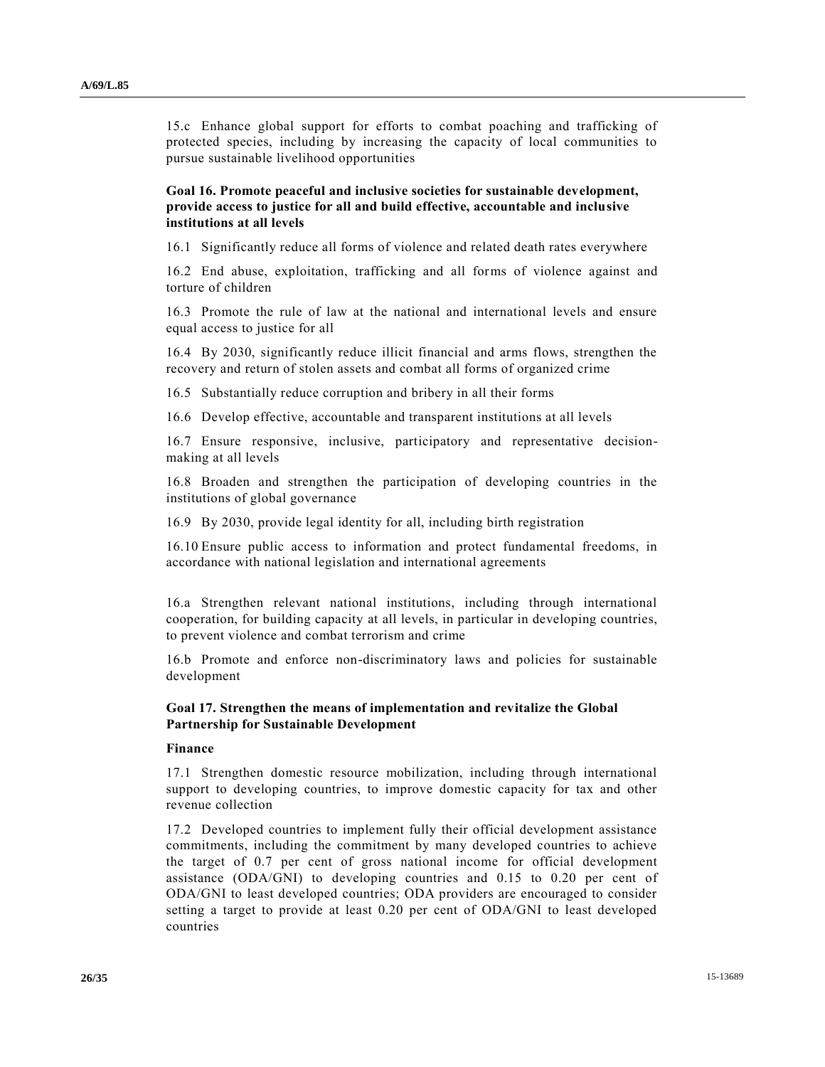15.c Enhance global support for efforts to combat poaching and trafficking of protected species, including by increasing the capacity of local communities to pursue sustainable livelihood opportunities

**Goal 16. Promote peaceful and inclusive societies for sustainable development, provide access to justice for all and build effective, accountable and inclusive institutions at all levels**

16.1 Significantly reduce all forms of violence and related death rates everywhere

16.2 End abuse, exploitation, trafficking and all forms of violence against and torture of children

16.3 Promote the rule of law at the national and international levels and ensure equal access to justice for all

16.4 By 2030, significantly reduce illicit financial and arms flows, strengthen the recovery and return of stolen assets and combat all forms of organized crime

16.5 Substantially reduce corruption and bribery in all their forms

16.6 Develop effective, accountable and transparent institutions at all levels

16.7 Ensure responsive, inclusive, participatory and representative decision-making at all levels

16.8 Broaden and strengthen the participation of developing countries in the institutions of global governance

16.9 By 2030, provide legal identity for all, including birth registration

16.10 Ensure public access to information and protect fundamental freedoms, in accordance with national legislation and international agreements

16.a Strengthen relevant national institutions, including through international cooperation, for building capacity at all levels, in particular in developing countries, to prevent violence and combat terrorism and crime

16.b Promote and enforce non-discriminatory laws and policies for sustainable development

**Goal 17. Strengthen the means of implementation and revitalize the Global Partnership for Sustainable Development**

**Finance**

17.1 Strengthen domestic resource mobilization, including through international support to developing countries, to improve domestic capacity for tax and other revenue collection

17.2 Developed countries to implement fully their official development assistance commitments, including the commitment by many developed countries to achieve the target of 0.7 per cent of gross national income for official development assistance (ODA/GNI) to developing countries and 0.15 to 0.20 per cent of ODA/GNI to least developed countries; ODA providers are encouraged to consider setting a target to provide at least 0.20 per cent of ODA/GNI to least developed countries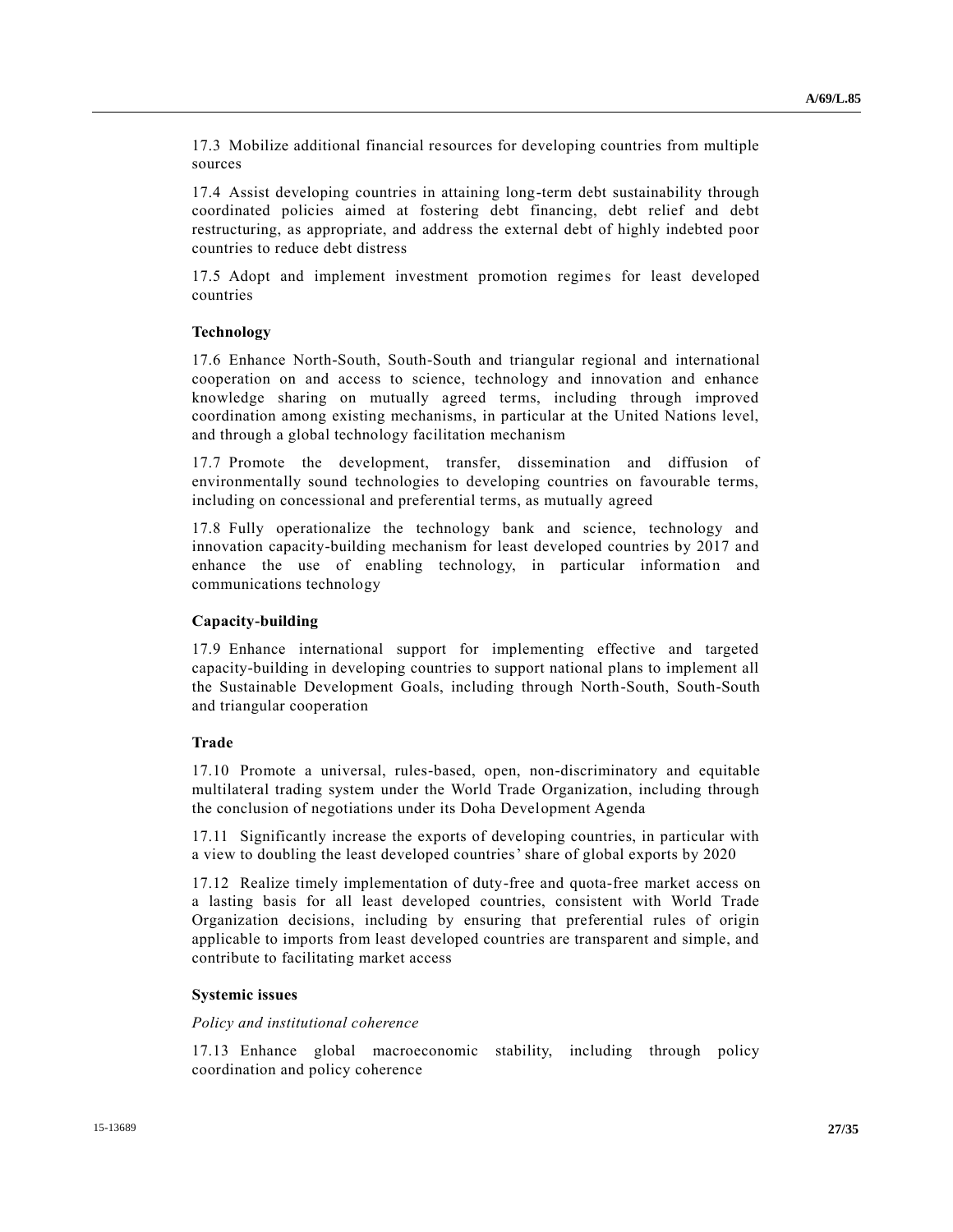17.3 Mobilize additional financial resources for developing countries from multiple sources

17.4 Assist developing countries in attaining long-term debt sustainability through coordinated policies aimed at fostering debt financing, debt relief and debt restructuring, as appropriate, and address the external debt of highly indebted poor countries to reduce debt distress

17.5 Adopt and implement investment promotion regimes for least developed countries

**Technology**

17.6 Enhance North-South, South-South and triangular regional and international cooperation on and access to science, technology and innovation and enhance knowledge sharing on mutually agreed terms, including through improved coordination among existing mechanisms, in particular at the United Nations level, and through a global technology facilitation mechanism

17.7 Promote the development, transfer, dissemination and diffusion of environmentally sound technologies to developing countries on favourable terms, including on concessional and preferential terms, as mutually agreed

17.8 Fully operationalize the technology bank and science, technology and innovation capacity-building mechanism for least developed countries by 2017 and enhance the use of enabling technology, in particular information and communications technology

**Capacity-building**

17.9 Enhance international support for implementing effective and targeted capacity-building in developing countries to support national plans to implement all the Sustainable Development Goals, including through North-South, South-South and triangular cooperation

**Trade**

17.10 Promote a universal, rules-based, open, non-discriminatory and equitable multilateral trading system under the World Trade Organization, including through the conclusion of negotiations under its Doha Development Agenda

17.11 Significantly increase the exports of developing countries, in particular with a view to doubling the least developed countries' share of global exports by 2020

17.12 Realize timely implementation of duty-free and quota-free market access on a lasting basis for all least developed countries, consistent with World Trade Organization decisions, including by ensuring that preferential rules of origin applicable to imports from least developed countries are transparent and simple, and contribute to facilitating market access

**Systemic issues**

*Policy and institutional coherence*

17.13 Enhance global macroeconomic stability, including through policy coordination and policy coherence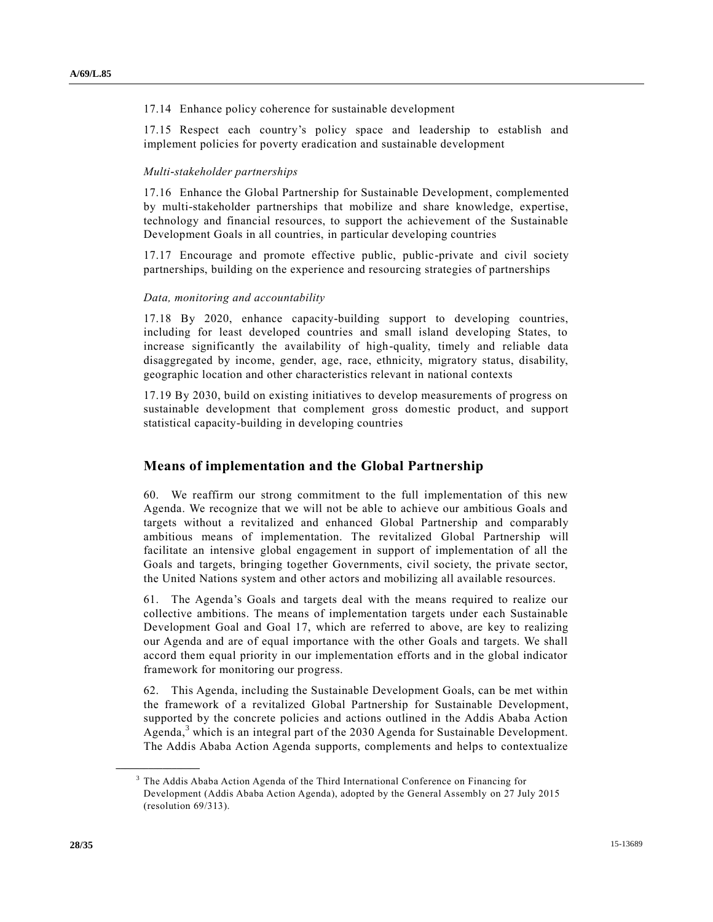17.14 Enhance policy coherence for sustainable development

17.15 Respect each country's policy space and leadership to establish and implement policies for poverty eradication and sustainable development

*Multi-stakeholder partnerships*

17.16 Enhance the Global Partnership for Sustainable Development, complemented by multi-stakeholder partnerships that mobilize and share knowledge, expertise, technology and financial resources, to support the achievement of the Sustainable Development Goals in all countries, in particular developing countries

17.17 Encourage and promote effective public, public-private and civil society partnerships, building on the experience and resourcing strategies of partnerships

*Data, monitoring and accountability*

17.18 By 2020, enhance capacity-building support to developing countries, including for least developed countries and small island developing States, to increase significantly the availability of high-quality, timely and reliable data disaggregated by income, gender, age, race, ethnicity, migratory status, disability, geographic location and other characteristics relevant in national contexts

17.19 By 2030, build on existing initiatives to develop measurements of progress on sustainable development that complement gross domestic product, and support statistical capacity-building in developing countries

## Means of implementation and the Global Partnership

60. We reaffirm our strong commitment to the full implementation of this new Agenda. We recognize that we will not be able to achieve our ambitious Goals and targets without a revitalized and enhanced Global Partnership and comparably ambitious means of implementation. The revitalized Global Partnership will facilitate an intensive global engagement in support of implementation of all the Goals and targets, bringing together Governments, civil society, the private sector, the United Nations system and other actors and mobilizing all available resources.

61. The Agenda's Goals and targets deal with the means required to realize our collective ambitions. The means of implementation targets under each Sustainable Development Goal and Goal 17, which are referred to above, are key to realizing our Agenda and are of equal importance with the other Goals and targets. We shall accord them equal priority in our implementation efforts and in the global indicator framework for monitoring our progress.

62. This Agenda, including the Sustainable Development Goals, can be met within the framework of a revitalized Global Partnership for Sustainable Development, supported by the concrete policies and actions outlined in the Addis Ababa Action Agenda,[3] which is an integral part of the 2030 Agenda for Sustainable Development. The Addis Ababa Action Agenda supports, complements and helps to contextualize

[3] The Addis Ababa Action Agenda of the Third International Conference on Financing for Development (Addis Ababa Action Agenda), adopted by the General Assembly on 27 July 2015 (resolution 69/313).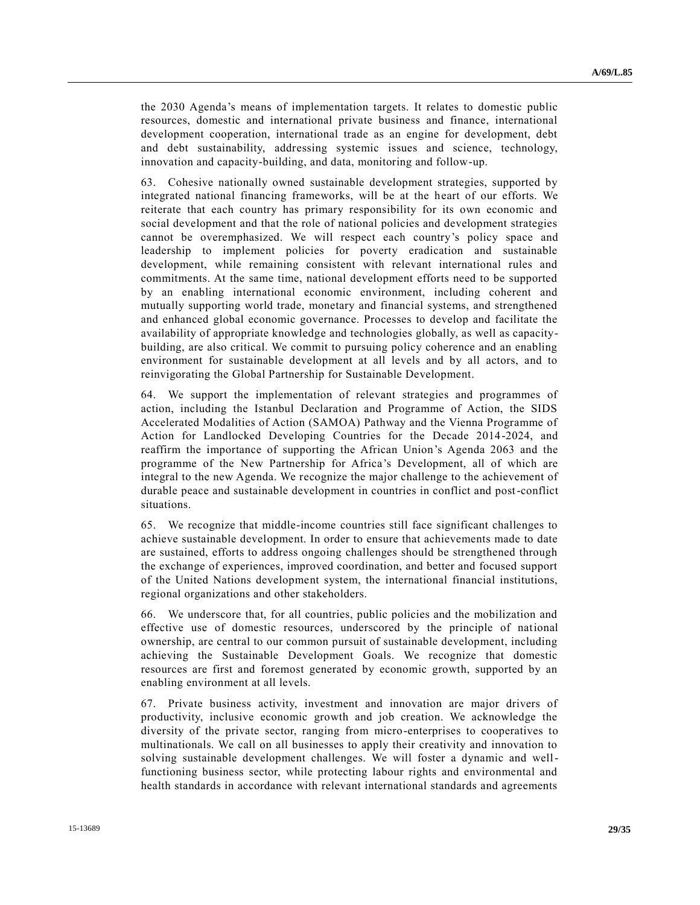the 2030 Agenda's means of implementation targets. It relates to domestic public resources, domestic and international private business and finance, international development cooperation, international trade as an engine for development, debt and debt sustainability, addressing systemic issues and science, technology, innovation and capacity-building, and data, monitoring and follow-up.

63. Cohesive nationally owned sustainable development strategies, supported by integrated national financing frameworks, will be at the heart of our efforts. We reiterate that each country has primary responsibility for its own economic and social development and that the role of national policies and development strategies cannot be overemphasized. We will respect each country's policy space and leadership to implement policies for poverty eradication and sustainable development, while remaining consistent with relevant international rules and commitments. At the same time, national development efforts need to be supported by an enabling international economic environment, including coherent and mutually supporting world trade, monetary and financial systems, and strengthened and enhanced global economic governance. Processes to develop and facilitate the availability of appropriate knowledge and technologies globally, as well as capacity-building, are also critical. We commit to pursuing policy coherence and an enabling environment for sustainable development at all levels and by all actors, and to reinvigorating the Global Partnership for Sustainable Development.

64. We support the implementation of relevant strategies and programmes of action, including the Istanbul Declaration and Programme of Action, the SIDS Accelerated Modalities of Action (SAMOA) Pathway and the Vienna Programme of Action for Landlocked Developing Countries for the Decade 2014-2024, and reaffirm the importance of supporting the African Union's Agenda 2063 and the programme of the New Partnership for Africa's Development, all of which are integral to the new Agenda. We recognize the major challenge to the achievement of durable peace and sustainable development in countries in conflict and post-conflict situations.

65. We recognize that middle-income countries still face significant challenges to achieve sustainable development. In order to ensure that achievements made to date are sustained, efforts to address ongoing challenges should be strengthened through the exchange of experiences, improved coordination, and better and focused support of the United Nations development system, the international financial institutions, regional organizations and other stakeholders.

66. We underscore that, for all countries, public policies and the mobilization and effective use of domestic resources, underscored by the principle of national ownership, are central to our common pursuit of sustainable development, including achieving the Sustainable Development Goals. We recognize that domestic resources are first and foremost generated by economic growth, supported by an enabling environment at all levels.

67. Private business activity, investment and innovation are major drivers of productivity, inclusive economic growth and job creation. We acknowledge the diversity of the private sector, ranging from micro-enterprises to cooperatives to multinationals. We call on all businesses to apply their creativity and innovation to solving sustainable development challenges. We will foster a dynamic and well-functioning business sector, while protecting labour rights and environmental and health standards in accordance with relevant international standards and agreements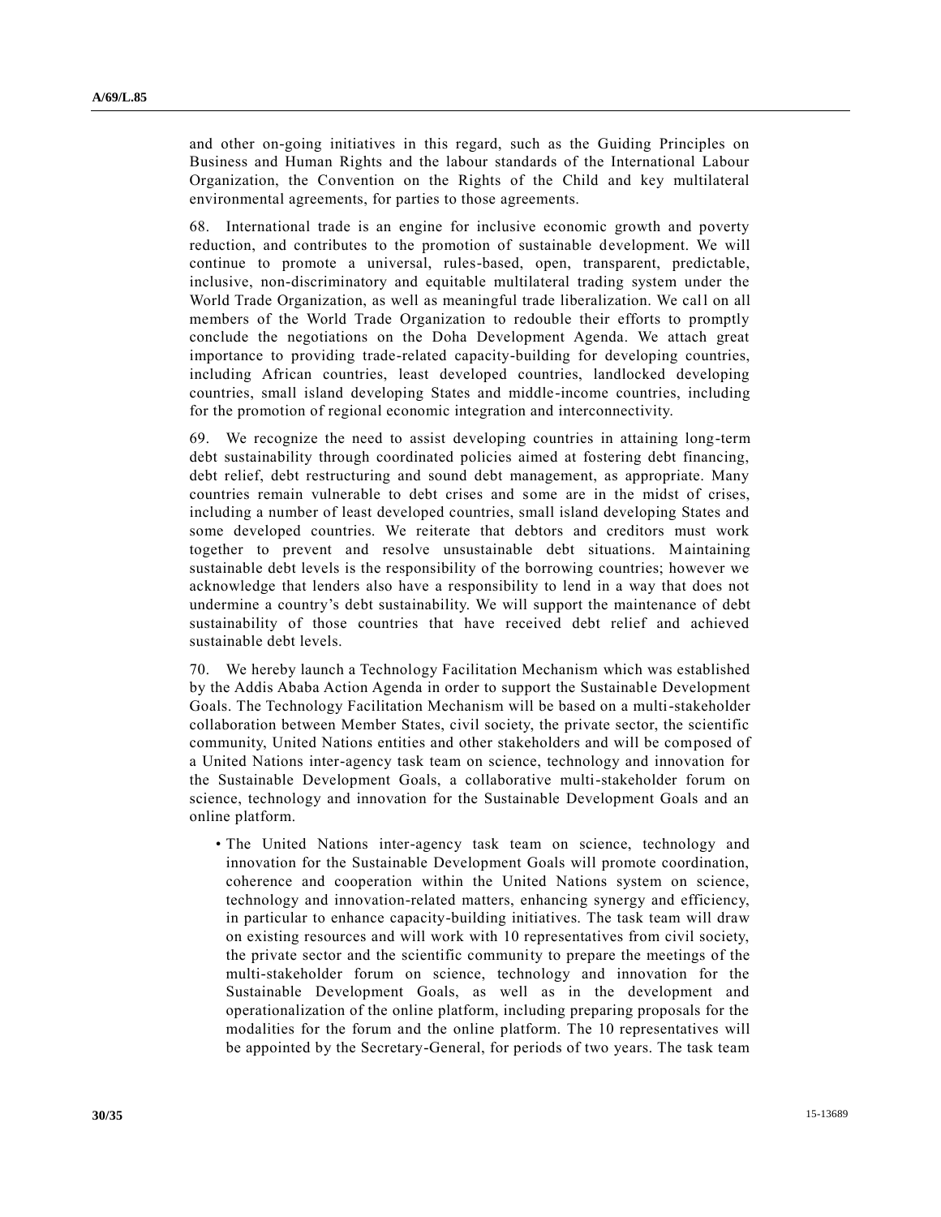and other on-going initiatives in this regard, such as the Guiding Principles on Business and Human Rights and the labour standards of the International Labour Organization, the Convention on the Rights of the Child and key multilateral environmental agreements, for parties to those agreements.

68. International trade is an engine for inclusive economic growth and poverty reduction, and contributes to the promotion of sustainable development. We will continue to promote a universal, rules-based, open, transparent, predictable, inclusive, non-discriminatory and equitable multilateral trading system under the World Trade Organization, as well as meaningful trade liberalization. We call on all members of the World Trade Organization to redouble their efforts to promptly conclude the negotiations on the Doha Development Agenda. We attach great importance to providing trade-related capacity-building for developing countries, including African countries, least developed countries, landlocked developing countries, small island developing States and middle-income countries, including for the promotion of regional economic integration and interconnectivity.

69. We recognize the need to assist developing countries in attaining long-term debt sustainability through coordinated policies aimed at fostering debt financing, debt relief, debt restructuring and sound debt management, as appropriate. Many countries remain vulnerable to debt crises and some are in the midst of crises, including a number of least developed countries, small island developing States and some developed countries. We reiterate that debtors and creditors must work together to prevent and resolve unsustainable debt situations. Maintaining sustainable debt levels is the responsibility of the borrowing countries; however we acknowledge that lenders also have a responsibility to lend in a way that does not undermine a country's debt sustainability. We will support the maintenance of debt sustainability of those countries that have received debt relief and achieved sustainable debt levels.

70. We hereby launch a Technology Facilitation Mechanism which was established by the Addis Ababa Action Agenda in order to support the Sustainable Development Goals. The Technology Facilitation Mechanism will be based on a multi-stakeholder collaboration between Member States, civil society, the private sector, the scientific community, United Nations entities and other stakeholders and will be composed of a United Nations inter-agency task team on science, technology and innovation for the Sustainable Development Goals, a collaborative multi-stakeholder forum on science, technology and innovation for the Sustainable Development Goals and an online platform.

- The United Nations inter-agency task team on science, technology and innovation for the Sustainable Development Goals will promote coordination, coherence and cooperation within the United Nations system on science, technology and innovation-related matters, enhancing synergy and efficiency, in particular to enhance capacity-building initiatives. The task team will draw on existing resources and will work with 10 representatives from civil society, the private sector and the scientific community to prepare the meetings of the multi-stakeholder forum on science, technology and innovation for the Sustainable Development Goals, as well as in the development and operationalization of the online platform, including preparing proposals for the modalities for the forum and the online platform. The 10 representatives will be appointed by the Secretary-General, for periods of two years. The task team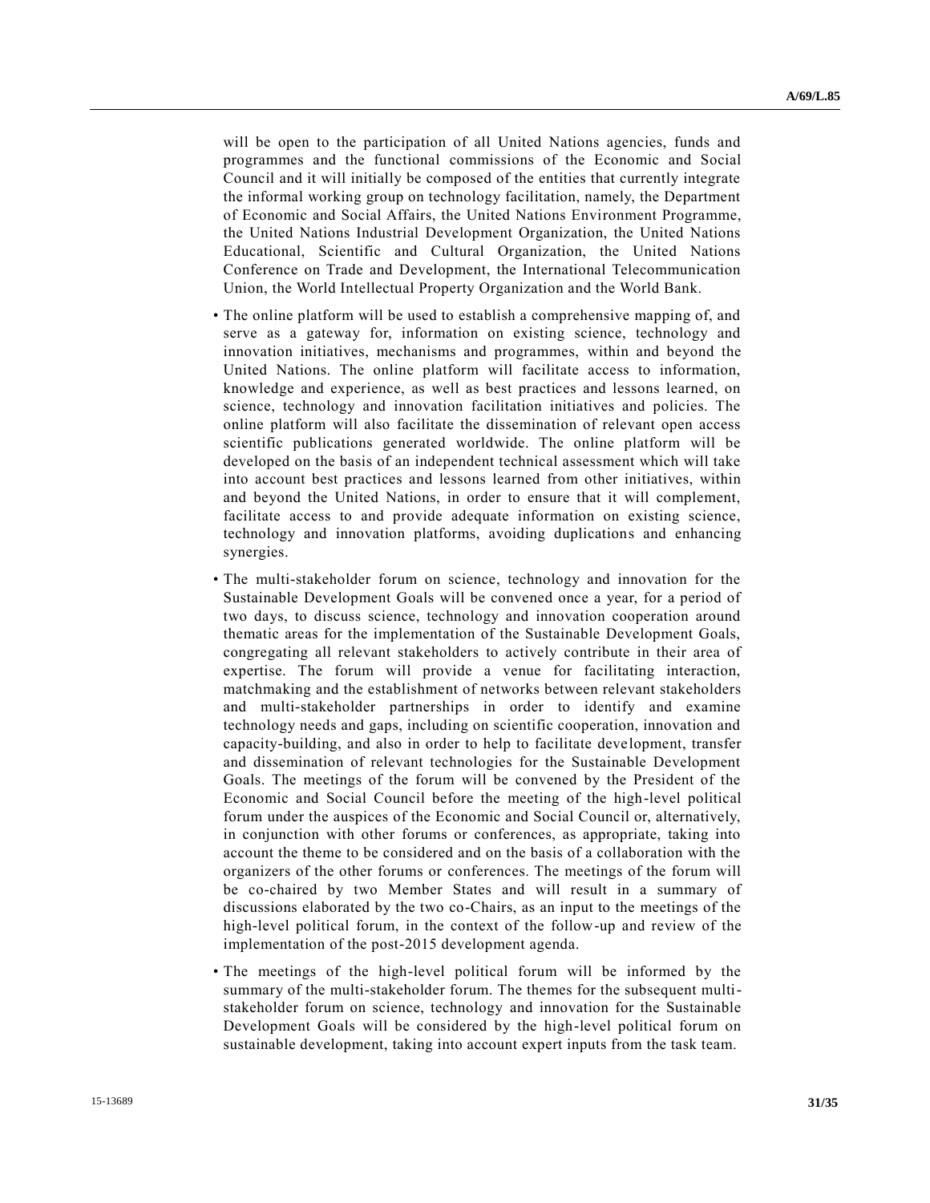will be open to the participation of all United Nations agencies, funds and programmes and the functional commissions of the Economic and Social Council and it will initially be composed of the entities that currently integrate the informal working group on technology facilitation, namely, the Department of Economic and Social Affairs, the United Nations Environment Programme, the United Nations Industrial Development Organization, the United Nations Educational, Scientific and Cultural Organization, the United Nations Conference on Trade and Development, the International Telecommunication Union, the World Intellectual Property Organization and the World Bank.

- The online platform will be used to establish a comprehensive mapping of, and serve as a gateway for, information on existing science, technology and innovation initiatives, mechanisms and programmes, within and beyond the United Nations. The online platform will facilitate access to information, knowledge and experience, as well as best practices and lessons learned, on science, technology and innovation facilitation initiatives and policies. The online platform will also facilitate the dissemination of relevant open access scientific publications generated worldwide. The online platform will be developed on the basis of an independent technical assessment which will take into account best practices and lessons learned from other initiatives, within and beyond the United Nations, in order to ensure that it will complement, facilitate access to and provide adequate information on existing science, technology and innovation platforms, avoiding duplications and enhancing synergies.
- The multi-stakeholder forum on science, technology and innovation for the Sustainable Development Goals will be convened once a year, for a period of two days, to discuss science, technology and innovation cooperation around thematic areas for the implementation of the Sustainable Development Goals, congregating all relevant stakeholders to actively contribute in their area of expertise. The forum will provide a venue for facilitating interaction, matchmaking and the establishment of networks between relevant stakeholders and multi-stakeholder partnerships in order to identify and examine technology needs and gaps, including on scientific cooperation, innovation and capacity-building, and also in order to help to facilitate development, transfer and dissemination of relevant technologies for the Sustainable Development Goals. The meetings of the forum will be convened by the President of the Economic and Social Council before the meeting of the high-level political forum under the auspices of the Economic and Social Council or, alternatively, in conjunction with other forums or conferences, as appropriate, taking into account the theme to be considered and on the basis of a collaboration with the organizers of the other forums or conferences. The meetings of the forum will be co-chaired by two Member States and will result in a summary of discussions elaborated by the two co-Chairs, as an input to the meetings of the high-level political forum, in the context of the follow-up and review of the implementation of the post-2015 development agenda.
- The meetings of the high-level political forum will be informed by the summary of the multi-stakeholder forum. The themes for the subsequent multi-stakeholder forum on science, technology and innovation for the Sustainable Development Goals will be considered by the high-level political forum on sustainable development, taking into account expert inputs from the task team.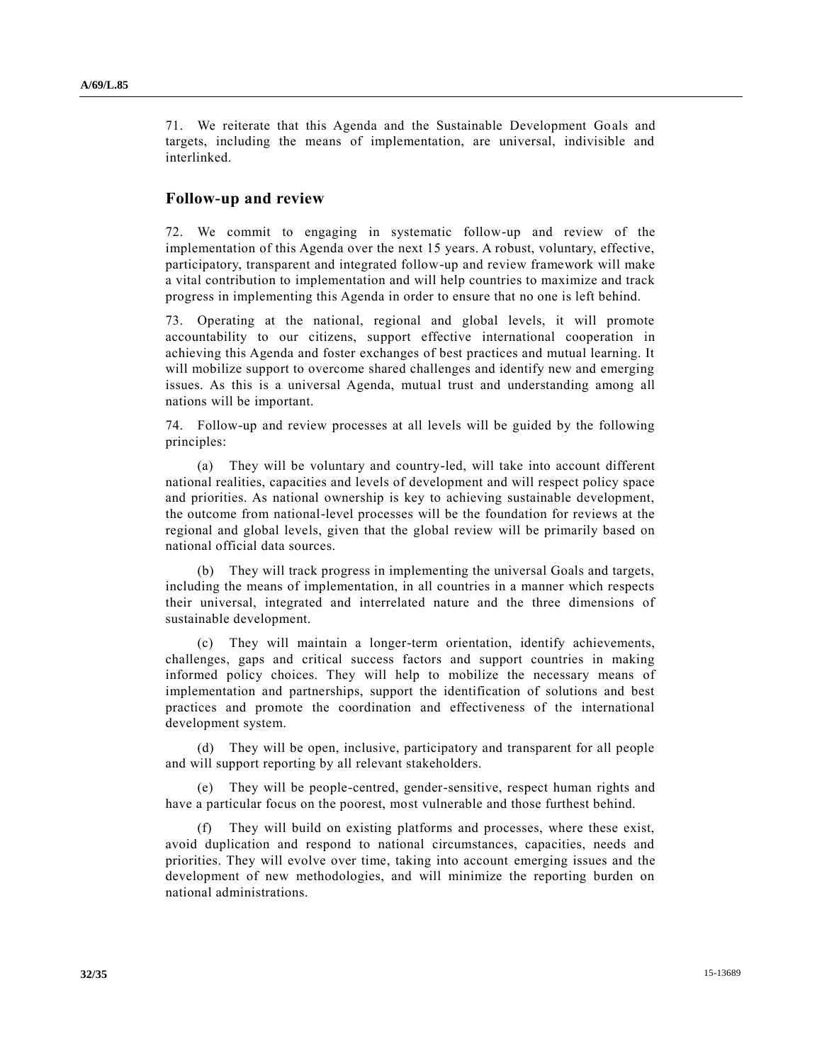71. We reiterate that this Agenda and the Sustainable Development Goals and targets, including the means of implementation, are universal, indivisible and interlinked.

## Follow-up and review

72. We commit to engaging in systematic follow-up and review of the implementation of this Agenda over the next 15 years. A robust, voluntary, effective, participatory, transparent and integrated follow-up and review framework will make a vital contribution to implementation and will help countries to maximize and track progress in implementing this Agenda in order to ensure that no one is left behind.

73. Operating at the national, regional and global levels, it will promote accountability to our citizens, support effective international cooperation in achieving this Agenda and foster exchanges of best practices and mutual learning. It will mobilize support to overcome shared challenges and identify new and emerging issues. As this is a universal Agenda, mutual trust and understanding among all nations will be important.

74. Follow-up and review processes at all levels will be guided by the following principles:

(a) They will be voluntary and country-led, will take into account different national realities, capacities and levels of development and will respect policy space and priorities. As national ownership is key to achieving sustainable development, the outcome from national-level processes will be the foundation for reviews at the regional and global levels, given that the global review will be primarily based on national official data sources.

(b) They will track progress in implementing the universal Goals and targets, including the means of implementation, in all countries in a manner which respects their universal, integrated and interrelated nature and the three dimensions of sustainable development.

(c) They will maintain a longer-term orientation, identify achievements, challenges, gaps and critical success factors and support countries in making informed policy choices. They will help to mobilize the necessary means of implementation and partnerships, support the identification of solutions and best practices and promote the coordination and effectiveness of the international development system.

(d) They will be open, inclusive, participatory and transparent for all people and will support reporting by all relevant stakeholders.

(e) They will be people-centred, gender-sensitive, respect human rights and have a particular focus on the poorest, most vulnerable and those furthest behind.

(f) They will build on existing platforms and processes, where these exist, avoid duplication and respond to national circumstances, capacities, needs and priorities. They will evolve over time, taking into account emerging issues and the development of new methodologies, and will minimize the reporting burden on national administrations.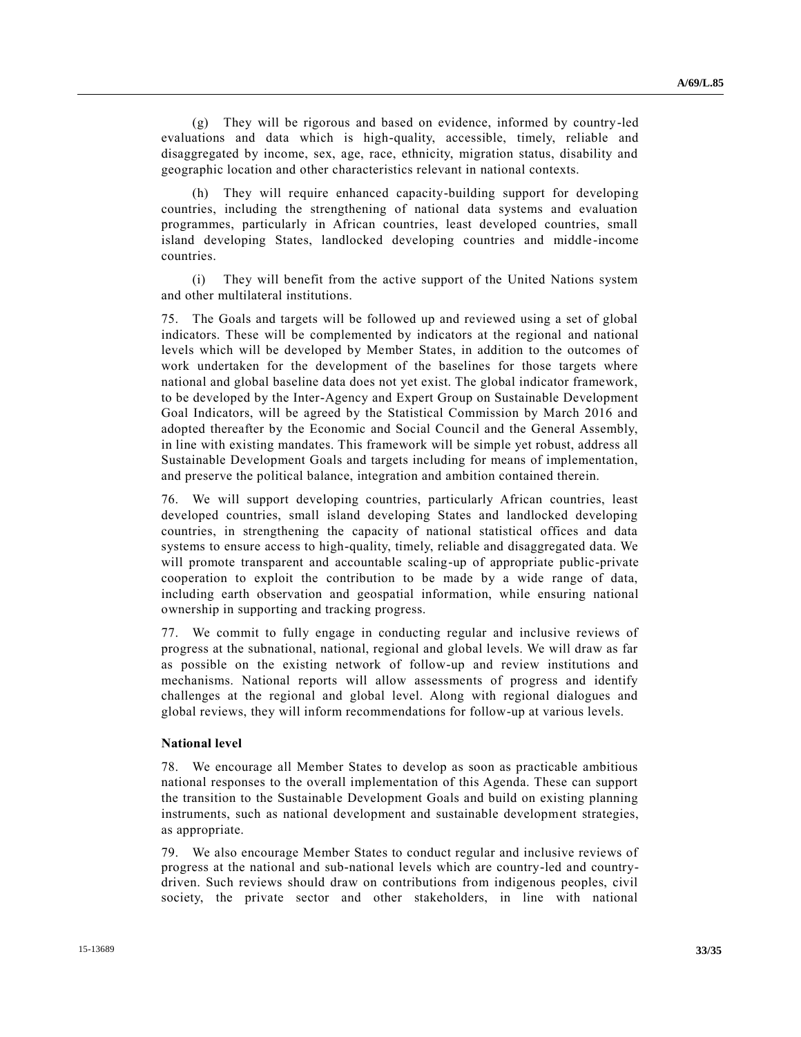(g) They will be rigorous and based on evidence, informed by country-led evaluations and data which is high-quality, accessible, timely, reliable and disaggregated by income, sex, age, race, ethnicity, migration status, disability and geographic location and other characteristics relevant in national contexts.

(h) They will require enhanced capacity-building support for developing countries, including the strengthening of national data systems and evaluation programmes, particularly in African countries, least developed countries, small island developing States, landlocked developing countries and middle-income countries.

(i) They will benefit from the active support of the United Nations system and other multilateral institutions.

75. The Goals and targets will be followed up and reviewed using a set of global indicators. These will be complemented by indicators at the regional and national levels which will be developed by Member States, in addition to the outcomes of work undertaken for the development of the baselines for those targets where national and global baseline data does not yet exist. The global indicator framework, to be developed by the Inter-Agency and Expert Group on Sustainable Development Goal Indicators, will be agreed by the Statistical Commission by March 2016 and adopted thereafter by the Economic and Social Council and the General Assembly, in line with existing mandates. This framework will be simple yet robust, address all Sustainable Development Goals and targets including for means of implementation, and preserve the political balance, integration and ambition contained therein.

76. We will support developing countries, particularly African countries, least developed countries, small island developing States and landlocked developing countries, in strengthening the capacity of national statistical offices and data systems to ensure access to high-quality, timely, reliable and disaggregated data. We will promote transparent and accountable scaling-up of appropriate public-private cooperation to exploit the contribution to be made by a wide range of data, including earth observation and geospatial information, while ensuring national ownership in supporting and tracking progress.

77. We commit to fully engage in conducting regular and inclusive reviews of progress at the subnational, national, regional and global levels. We will draw as far as possible on the existing network of follow-up and review institutions and mechanisms. National reports will allow assessments of progress and identify challenges at the regional and global level. Along with regional dialogues and global reviews, they will inform recommendations for follow-up at various levels.

**National level**

78. We encourage all Member States to develop as soon as practicable ambitious national responses to the overall implementation of this Agenda. These can support the transition to the Sustainable Development Goals and build on existing planning instruments, such as national development and sustainable development strategies, as appropriate.

79. We also encourage Member States to conduct regular and inclusive reviews of progress at the national and sub-national levels which are country-led and country-driven. Such reviews should draw on contributions from indigenous peoples, civil society, the private sector and other stakeholders, in line with national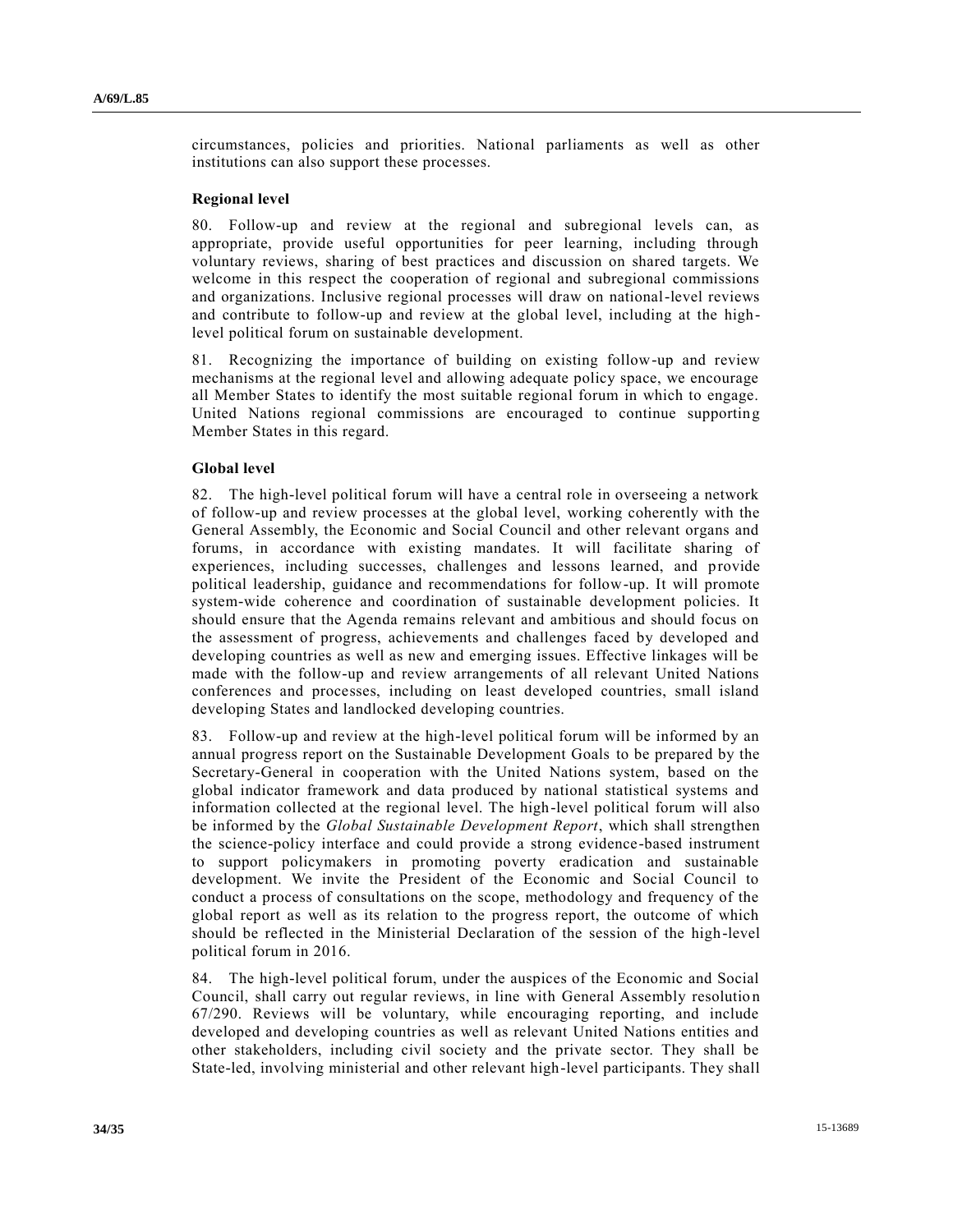circumstances, policies and priorities. National parliaments as well as other institutions can also support these processes.

### Regional level

80. Follow-up and review at the regional and subregional levels can, as appropriate, provide useful opportunities for peer learning, including through voluntary reviews, sharing of best practices and discussion on shared targets. We welcome in this respect the cooperation of regional and subregional commissions and organizations. Inclusive regional processes will draw on national-level reviews and contribute to follow-up and review at the global level, including at the high-level political forum on sustainable development.

81. Recognizing the importance of building on existing follow-up and review mechanisms at the regional level and allowing adequate policy space, we encourage all Member States to identify the most suitable regional forum in which to engage. United Nations regional commissions are encouraged to continue supporting Member States in this regard.

### Global level

82. The high-level political forum will have a central role in overseeing a network of follow-up and review processes at the global level, working coherently with the General Assembly, the Economic and Social Council and other relevant organs and forums, in accordance with existing mandates. It will facilitate sharing of experiences, including successes, challenges and lessons learned, and provide political leadership, guidance and recommendations for follow-up. It will promote system-wide coherence and coordination of sustainable development policies. It should ensure that the Agenda remains relevant and ambitious and should focus on the assessment of progress, achievements and challenges faced by developed and developing countries as well as new and emerging issues. Effective linkages will be made with the follow-up and review arrangements of all relevant United Nations conferences and processes, including on least developed countries, small island developing States and landlocked developing countries.

83. Follow-up and review at the high-level political forum will be informed by an annual progress report on the Sustainable Development Goals to be prepared by the Secretary-General in cooperation with the United Nations system, based on the global indicator framework and data produced by national statistical systems and information collected at the regional level. The high-level political forum will also be informed by the *Global Sustainable Development Report*, which shall strengthen the science-policy interface and could provide a strong evidence-based instrument to support policymakers in promoting poverty eradication and sustainable development. We invite the President of the Economic and Social Council to conduct a process of consultations on the scope, methodology and frequency of the global report as well as its relation to the progress report, the outcome of which should be reflected in the Ministerial Declaration of the session of the high-level political forum in 2016.

84. The high-level political forum, under the auspices of the Economic and Social Council, shall carry out regular reviews, in line with General Assembly resolution 67/290. Reviews will be voluntary, while encouraging reporting, and include developed and developing countries as well as relevant United Nations entities and other stakeholders, including civil society and the private sector. They shall be State-led, involving ministerial and other relevant high-level participants. They shall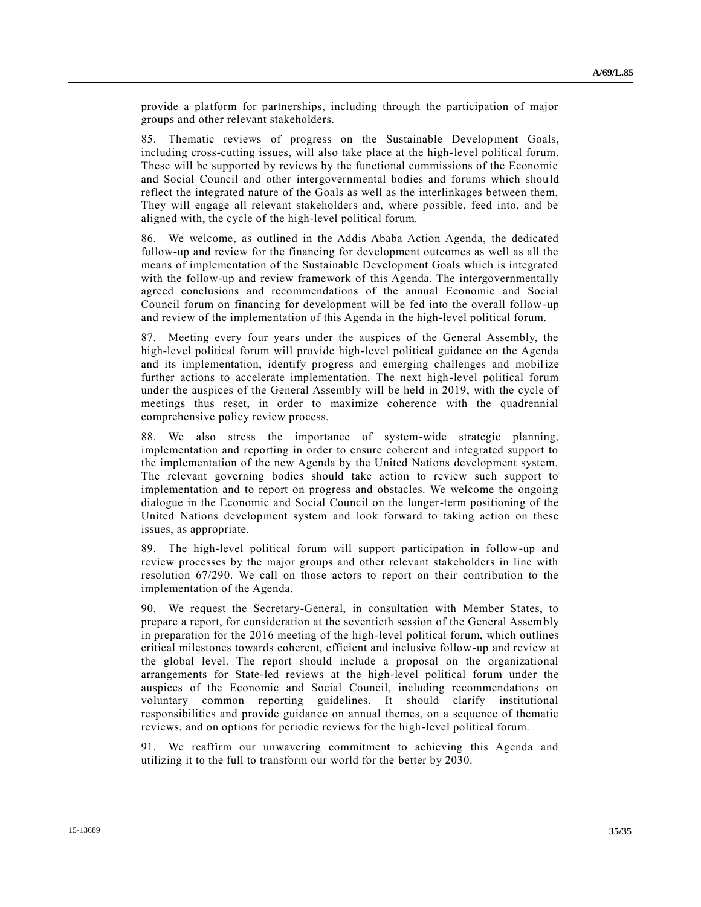provide a platform for partnerships, including through the participation of major groups and other relevant stakeholders.

85. Thematic reviews of progress on the Sustainable Development Goals, including cross-cutting issues, will also take place at the high-level political forum. These will be supported by reviews by the functional commissions of the Economic and Social Council and other intergovernmental bodies and forums which should reflect the integrated nature of the Goals as well as the interlinkages between them. They will engage all relevant stakeholders and, where possible, feed into, and be aligned with, the cycle of the high-level political forum.

86. We welcome, as outlined in the Addis Ababa Action Agenda, the dedicated follow-up and review for the financing for development outcomes as well as all the means of implementation of the Sustainable Development Goals which is integrated with the follow-up and review framework of this Agenda. The intergovernmentally agreed conclusions and recommendations of the annual Economic and Social Council forum on financing for development will be fed into the overall follow-up and review of the implementation of this Agenda in the high-level political forum.

87. Meeting every four years under the auspices of the General Assembly, the high-level political forum will provide high-level political guidance on the Agenda and its implementation, identify progress and emerging challenges and mobilize further actions to accelerate implementation. The next high-level political forum under the auspices of the General Assembly will be held in 2019, with the cycle of meetings thus reset, in order to maximize coherence with the quadrennial comprehensive policy review process.

88. We also stress the importance of system-wide strategic planning, implementation and reporting in order to ensure coherent and integrated support to the implementation of the new Agenda by the United Nations development system. The relevant governing bodies should take action to review such support to implementation and to report on progress and obstacles. We welcome the ongoing dialogue in the Economic and Social Council on the longer-term positioning of the United Nations development system and look forward to taking action on these issues, as appropriate.

89. The high-level political forum will support participation in follow-up and review processes by the major groups and other relevant stakeholders in line with resolution 67/290. We call on those actors to report on their contribution to the implementation of the Agenda.

90. We request the Secretary-General, in consultation with Member States, to prepare a report, for consideration at the seventieth session of the General Assembly in preparation for the 2016 meeting of the high-level political forum, which outlines critical milestones towards coherent, efficient and inclusive follow-up and review at the global level. The report should include a proposal on the organizational arrangements for State-led reviews at the high-level political forum under the auspices of the Economic and Social Council, including recommendations on voluntary common reporting guidelines. It should clarify institutional responsibilities and provide guidance on annual themes, on a sequence of thematic reviews, and on options for periodic reviews for the high-level political forum.

91. We reaffirm our unwavering commitment to achieving this Agenda and utilizing it to the full to transform our world for the better by 2030.